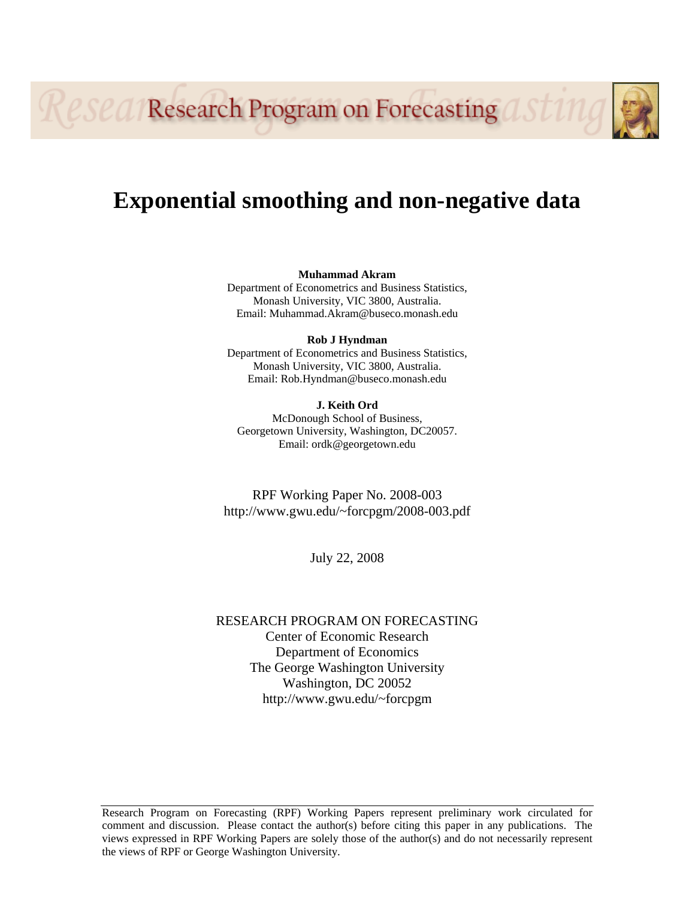Research Program on Forecasting

# Exponential smoothing and non-negative data

**Muhammad Akram**
Department of Econometrics and Business Statistics,
Monash University, VIC 3800, Australia.
Email: Muhammad.Akram@buseco.monash.edu

**Rob J Hyndman**
Department of Econometrics and Business Statistics,
Monash University, VIC 3800, Australia.
Email: Rob.Hyndman@buseco.monash.edu

**J. Keith Ord**
McDonough School of Business,
Georgetown University, Washington, DC20057.
Email: ordk@georgetown.edu

RPF Working Paper No. 2008-003
http://www.gwu.edu/~forcpgm/2008-003.pdf

July 22, 2008

RESEARCH PROGRAM ON FORECASTING
Center of Economic Research
Department of Economics
The George Washington University
Washington, DC 20052
http://www.gwu.edu/~forcpgm

Research Program on Forecasting (RPF) Working Papers represent preliminary work circulated for comment and discussion. Please contact the author(s) before citing this paper in any publications. The views expressed in RPF Working Papers are solely those of the author(s) and do not necessarily represent the views of RPF or George Washington University.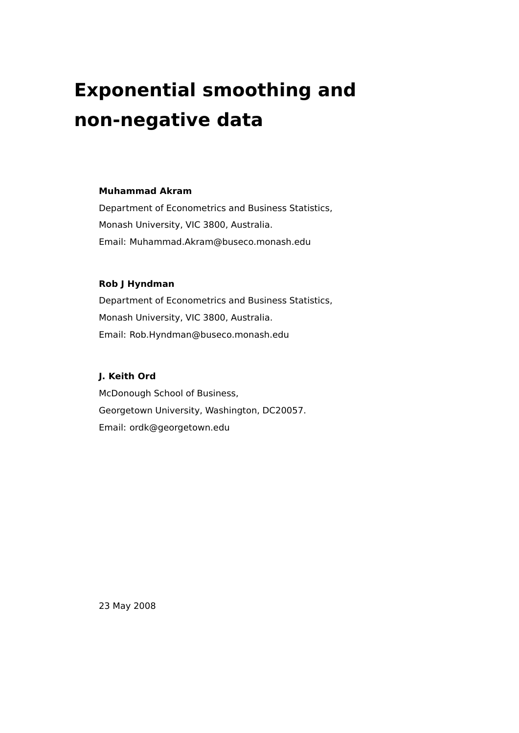# Exponential smoothing and non-negative data

**Muhammad Akram**

Department of Econometrics and Business Statistics,

Monash University, VIC 3800, Australia.

Email: Muhammad.Akram@buseco.monash.edu

**Rob J Hyndman**

Department of Econometrics and Business Statistics,

Monash University, VIC 3800, Australia.

Email: Rob.Hyndman@buseco.monash.edu

**J. Keith Ord**

McDonough School of Business,

Georgetown University, Washington, DC20057.

Email: ordk@georgetown.edu

23 May 2008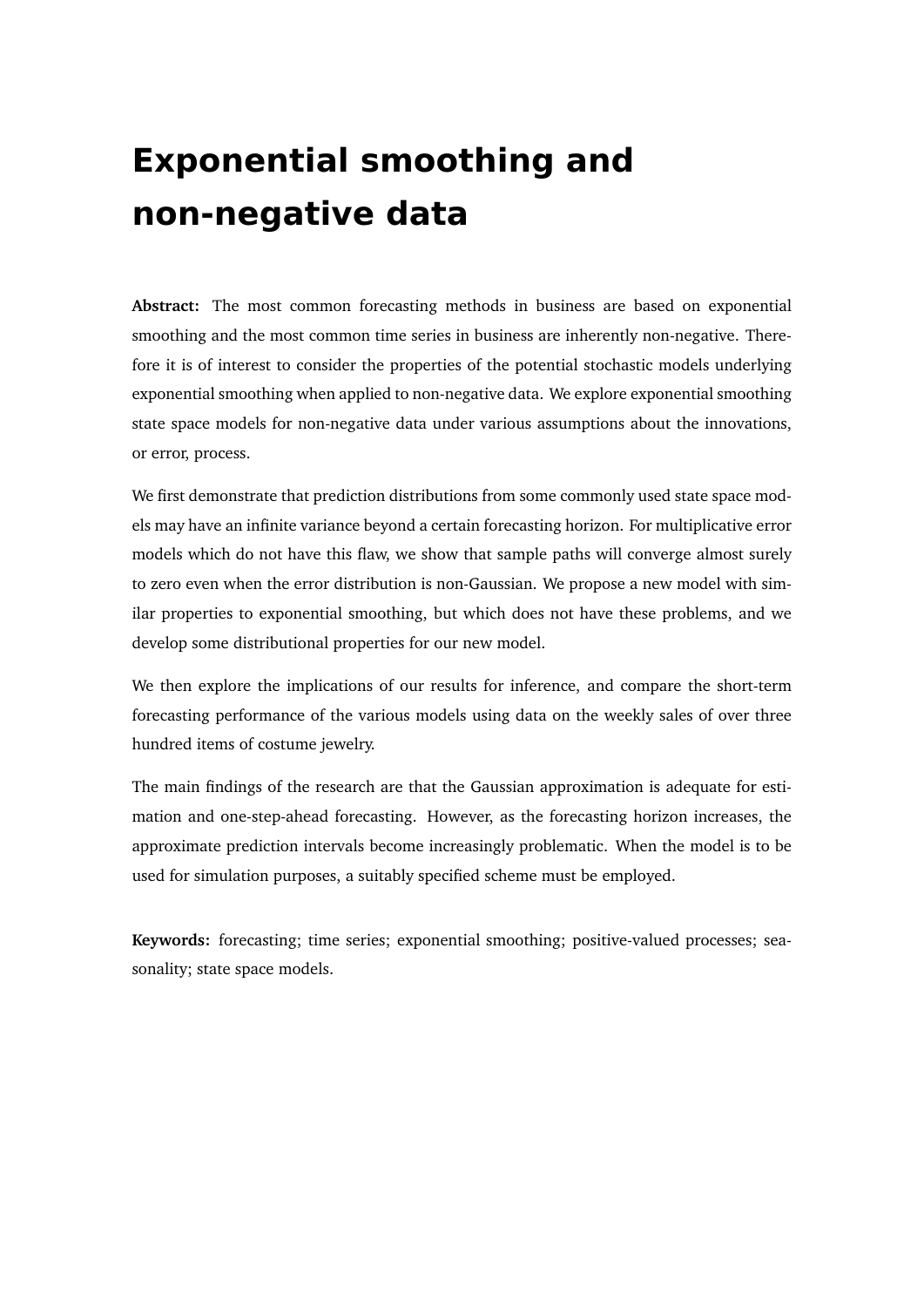# Exponential smoothing and non-negative data

**Abstract:** The most common forecasting methods in business are based on exponential smoothing and the most common time series in business are inherently non-negative. Therefore it is of interest to consider the properties of the potential stochastic models underlying exponential smoothing when applied to non-negative data. We explore exponential smoothing state space models for non-negative data under various assumptions about the innovations, or error, process.

We first demonstrate that prediction distributions from some commonly used state space models may have an infinite variance beyond a certain forecasting horizon. For multiplicative error models which do not have this flaw, we show that sample paths will converge almost surely to zero even when the error distribution is non-Gaussian. We propose a new model with similar properties to exponential smoothing, but which does not have these problems, and we develop some distributional properties for our new model.

We then explore the implications of our results for inference, and compare the short-term forecasting performance of the various models using data on the weekly sales of over three hundred items of costume jewelry.

The main findings of the research are that the Gaussian approximation is adequate for estimation and one-step-ahead forecasting. However, as the forecasting horizon increases, the approximate prediction intervals become increasingly problematic. When the model is to be used for simulation purposes, a suitably specified scheme must be employed.

**Keywords:** forecasting; time series; exponential smoothing; positive-valued processes; seasonality; state space models.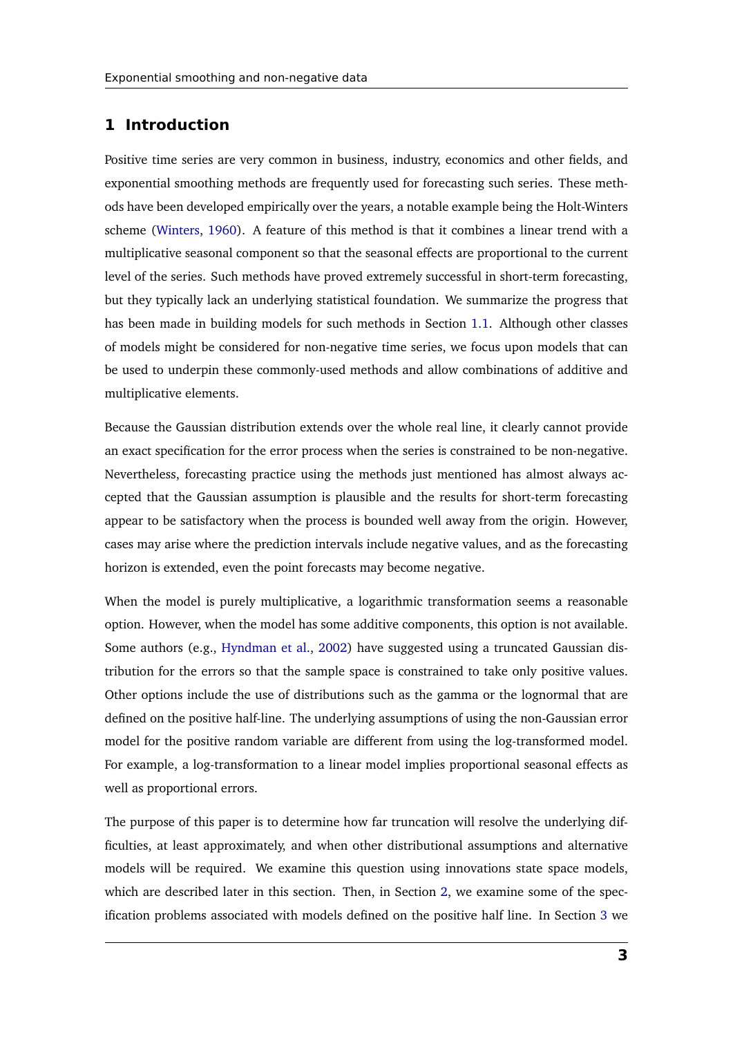# 1 Introduction

Positive time series are very common in business, industry, economics and other fields, and exponential smoothing methods are frequently used for forecasting such series. These methods have been developed empirically over the years, a notable example being the Holt-Winters scheme (Winters, 1960). A feature of this method is that it combines a linear trend with a multiplicative seasonal component so that the seasonal effects are proportional to the current level of the series. Such methods have proved extremely successful in short-term forecasting, but they typically lack an underlying statistical foundation. We summarize the progress that has been made in building models for such methods in Section 1.1. Although other classes of models might be considered for non-negative time series, we focus upon models that can be used to underpin these commonly-used methods and allow combinations of additive and multiplicative elements.

Because the Gaussian distribution extends over the whole real line, it clearly cannot provide an exact specification for the error process when the series is constrained to be non-negative. Nevertheless, forecasting practice using the methods just mentioned has almost always accepted that the Gaussian assumption is plausible and the results for short-term forecasting appear to be satisfactory when the process is bounded well away from the origin. However, cases may arise where the prediction intervals include negative values, and as the forecasting horizon is extended, even the point forecasts may become negative.

When the model is purely multiplicative, a logarithmic transformation seems a reasonable option. However, when the model has some additive components, this option is not available. Some authors (e.g., Hyndman et al., 2002) have suggested using a truncated Gaussian distribution for the errors so that the sample space is constrained to take only positive values. Other options include the use of distributions such as the gamma or the lognormal that are defined on the positive half-line. The underlying assumptions of using the non-Gaussian error model for the positive random variable are different from using the log-transformed model. For example, a log-transformation to a linear model implies proportional seasonal effects as well as proportional errors.

The purpose of this paper is to determine how far truncation will resolve the underlying difficulties, at least approximately, and when other distributional assumptions and alternative models will be required. We examine this question using innovations state space models, which are described later in this section. Then, in Section 2, we examine some of the specification problems associated with models defined on the positive half line. In Section 3 we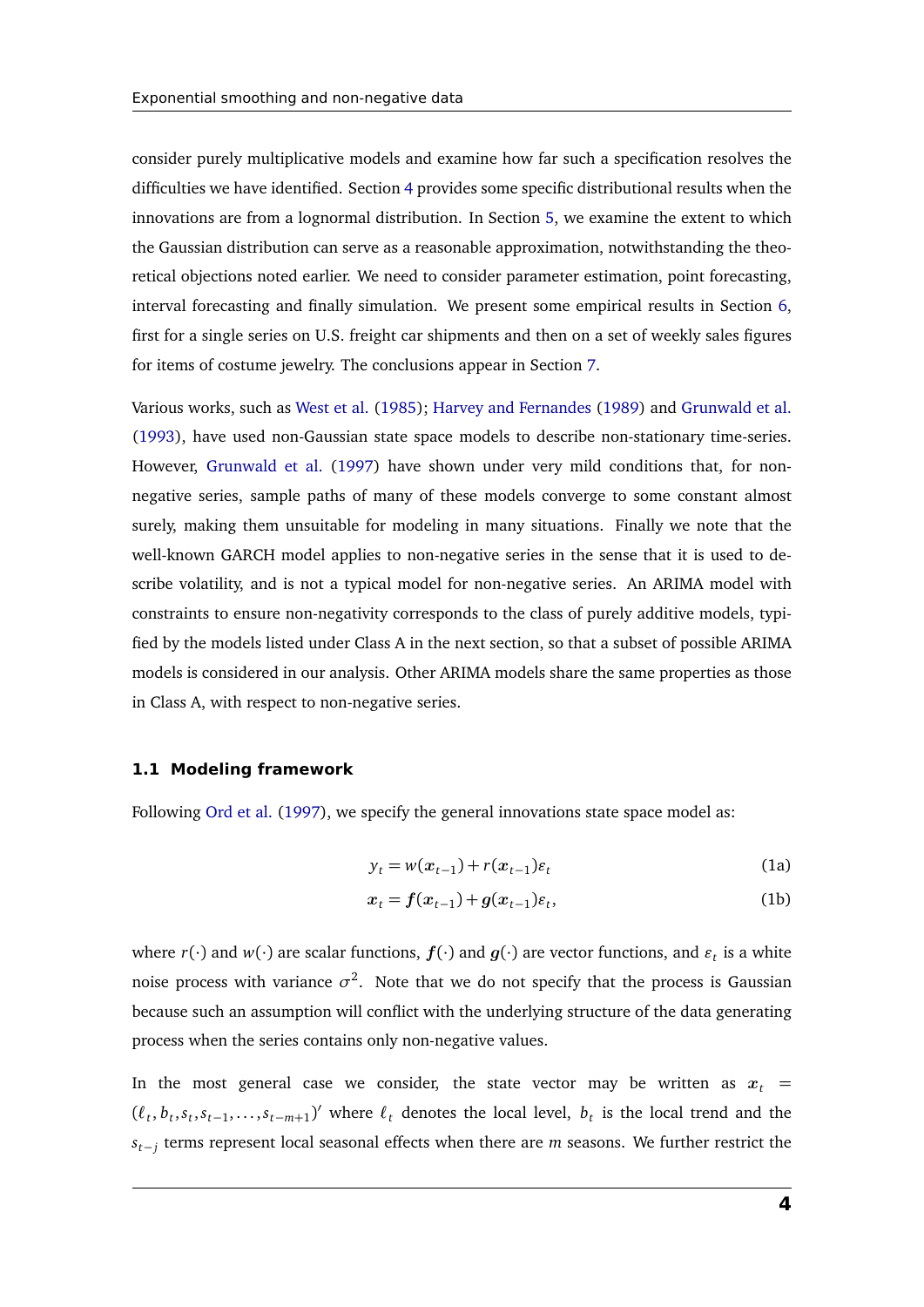consider purely multiplicative models and examine how far such a specification resolves the difficulties we have identified. Section 4 provides some specific distributional results when the innovations are from a lognormal distribution. In Section 5, we examine the extent to which the Gaussian distribution can serve as a reasonable approximation, notwithstanding the theoretical objections noted earlier. We need to consider parameter estimation, point forecasting, interval forecasting and finally simulation. We present some empirical results in Section 6, first for a single series on U.S. freight car shipments and then on a set of weekly sales figures for items of costume jewelry. The conclusions appear in Section 7.

Various works, such as West et al. (1985); Harvey and Fernandes (1989) and Grunwald et al. (1993), have used non-Gaussian state space models to describe non-stationary time-series. However, Grunwald et al. (1997) have shown under very mild conditions that, for non-negative series, sample paths of many of these models converge to some constant almost surely, making them unsuitable for modeling in many situations. Finally we note that the well-known GARCH model applies to non-negative series in the sense that it is used to describe volatility, and is not a typical model for non-negative series. An ARIMA model with constraints to ensure non-negativity corresponds to the class of purely additive models, typified by the models listed under Class A in the next section, so that a subset of possible ARIMA models is considered in our analysis. Other ARIMA models share the same properties as those in Class A, with respect to non-negative series.

### 1.1 Modeling framework

Following Ord et al. (1997), we specify the general innovations state space model as:

$$y_t = w(\boldsymbol{x}_{t-1}) + r(\boldsymbol{x}_{t-1})\varepsilon_t \tag{1a}$$

$$\boldsymbol{x}_t = \boldsymbol{f}(\boldsymbol{x}_{t-1}) + \boldsymbol{g}(\boldsymbol{x}_{t-1})\varepsilon_t, \tag{1b}$$

where $r(\cdot)$ and $w(\cdot)$ are scalar functions, $\boldsymbol{f}(\cdot)$ and $\boldsymbol{g}(\cdot)$ are vector functions, and $\varepsilon_t$ is a white noise process with variance $\sigma^2$. Note that we do not specify that the process is Gaussian because such an assumption will conflict with the underlying structure of the data generating process when the series contains only non-negative values.

In the most general case we consider, the state vector may be written as $\boldsymbol{x}_t = (\ell_t, b_t, s_t, s_{t-1}, \ldots, s_{t-m+1})'$ where $\ell_t$ denotes the local level, $b_t$ is the local trend and the $s_{t-j}$ terms represent local seasonal effects when there are $m$ seasons. We further restrict the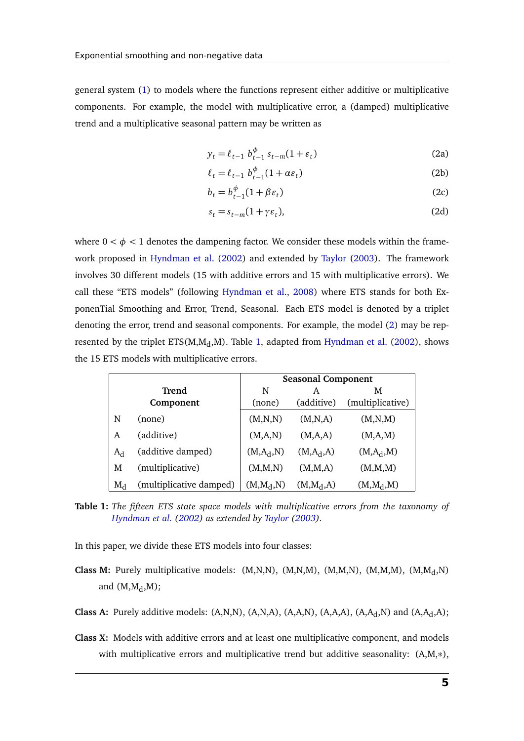general system (1) to models where the functions represent either additive or multiplicative components. For example, the model with multiplicative error, a (damped) multiplicative trend and a multiplicative seasonal pattern may be written as

$$y_t = \ell_{t-1}\, b_{t-1}^{\phi}\, s_{t-m}(1+\varepsilon_t) \tag{2a}$$

$$\ell_t = \ell_{t-1}\, b_{t-1}^{\phi}(1+\alpha\varepsilon_t) \tag{2b}$$

$$b_t = b_{t-1}^{\phi}(1+\beta\varepsilon_t) \tag{2c}$$

$$s_t = s_{t-m}(1+\gamma\varepsilon_t), \tag{2d}$$

where $0 < \phi < 1$ denotes the dampening factor. We consider these models within the framework proposed in Hyndman et al. (2002) and extended by Taylor (2003). The framework involves 30 different models (15 with additive errors and 15 with multiplicative errors). We call these "ETS models" (following Hyndman et al., 2008) where ETS stands for both ExponenTial Smoothing and Error, Trend, Seasonal. Each ETS model is denoted by a triplet denoting the error, trend and seasonal components. For example, the model (2) may be represented by the triplet ETS(M,$\text{M}_\text{d}$,M). Table 1, adapted from Hyndman et al. (2002), shows the 15 ETS models with multiplicative errors.

| Trend Component | | Seasonal Component N (none) | A (additive) | M (multiplicative) |
|---|---|---|---|---|
| N | (none) | (M,N,N) | (M,N,A) | (M,N,M) |
| A | (additive) | (M,A,N) | (M,A,A) | (M,A,M) |
| $\text{A}_\text{d}$ | (additive damped) | (M,$\text{A}_\text{d}$,N) | (M,$\text{A}_\text{d}$,A) | (M,$\text{A}_\text{d}$,M) |
| M | (multiplicative) | (M,M,N) | (M,M,A) | (M,M,M) |
| $\text{M}_\text{d}$ | (multiplicative damped) | (M,$\text{M}_\text{d}$,N) | (M,$\text{M}_\text{d}$,A) | (M,$\text{M}_\text{d}$,M) |

**Table 1:** *The fifteen ETS state space models with multiplicative errors from the taxonomy of Hyndman et al. (2002) as extended by Taylor (2003).*

In this paper, we divide these ETS models into four classes:

**Class M:** Purely multiplicative models: (M,N,N), (M,N,M), (M,M,N), (M,M,M), (M,$\text{M}_\text{d}$,N) and (M,$\text{M}_\text{d}$,M);

**Class A:** Purely additive models: (A,N,N), (A,N,A), (A,A,N), (A,A,A), (A,$\text{A}_\text{d}$,N) and (A,$\text{A}_\text{d}$,A);

**Class X:** Models with additive errors and at least one multiplicative component, and models with multiplicative errors and multiplicative trend but additive seasonality: (A,M,∗),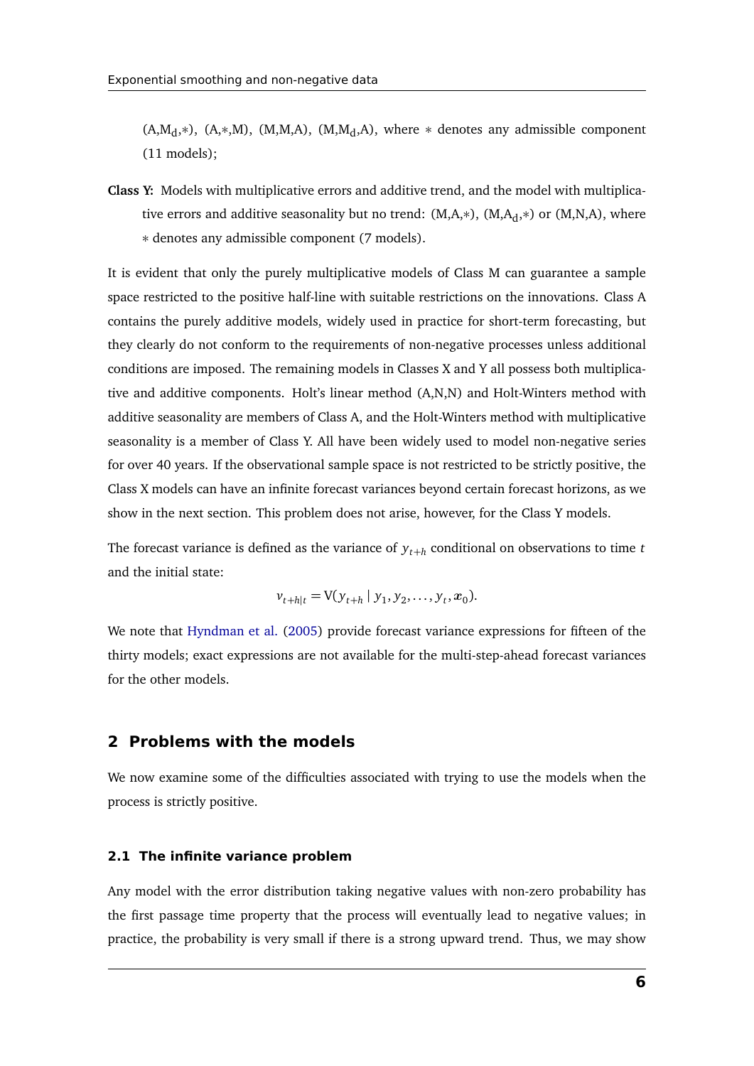(A,$\text{M}_\text{d}$,∗), (A,∗,M), (M,M,A), (M,$\text{M}_\text{d}$,A), where ∗ denotes any admissible component (11 models);

**Class Y:** Models with multiplicative errors and additive trend, and the model with multiplicative errors and additive seasonality but no trend: (M,A,∗), (M,$\text{A}_\text{d}$,∗) or (M,N,A), where ∗ denotes any admissible component (7 models).

It is evident that only the purely multiplicative models of Class M can guarantee a sample space restricted to the positive half-line with suitable restrictions on the innovations. Class A contains the purely additive models, widely used in practice for short-term forecasting, but they clearly do not conform to the requirements of non-negative processes unless additional conditions are imposed. The remaining models in Classes X and Y all possess both multiplicative and additive components. Holt's linear method (A,N,N) and Holt-Winters method with additive seasonality are members of Class A, and the Holt-Winters method with multiplicative seasonality is a member of Class Y. All have been widely used to model non-negative series for over 40 years. If the observational sample space is not restricted to be strictly positive, the Class X models can have an infinite forecast variances beyond certain forecast horizons, as we show in the next section. This problem does not arise, however, for the Class Y models.

The forecast variance is defined as the variance of $y_{t+h}$ conditional on observations to time $t$ and the initial state:

$$v_{t+h|t} = \text{V}(y_{t+h} \mid y_1, y_2, \ldots, y_t, \boldsymbol{x}_0).$$

We note that Hyndman et al. (2005) provide forecast variance expressions for fifteen of the thirty models; exact expressions are not available for the multi-step-ahead forecast variances for the other models.

## 2 Problems with the models

We now examine some of the difficulties associated with trying to use the models when the process is strictly positive.

### 2.1 The infinite variance problem

Any model with the error distribution taking negative values with non-zero probability has the first passage time property that the process will eventually lead to negative values; in practice, the probability is very small if there is a strong upward trend. Thus, we may show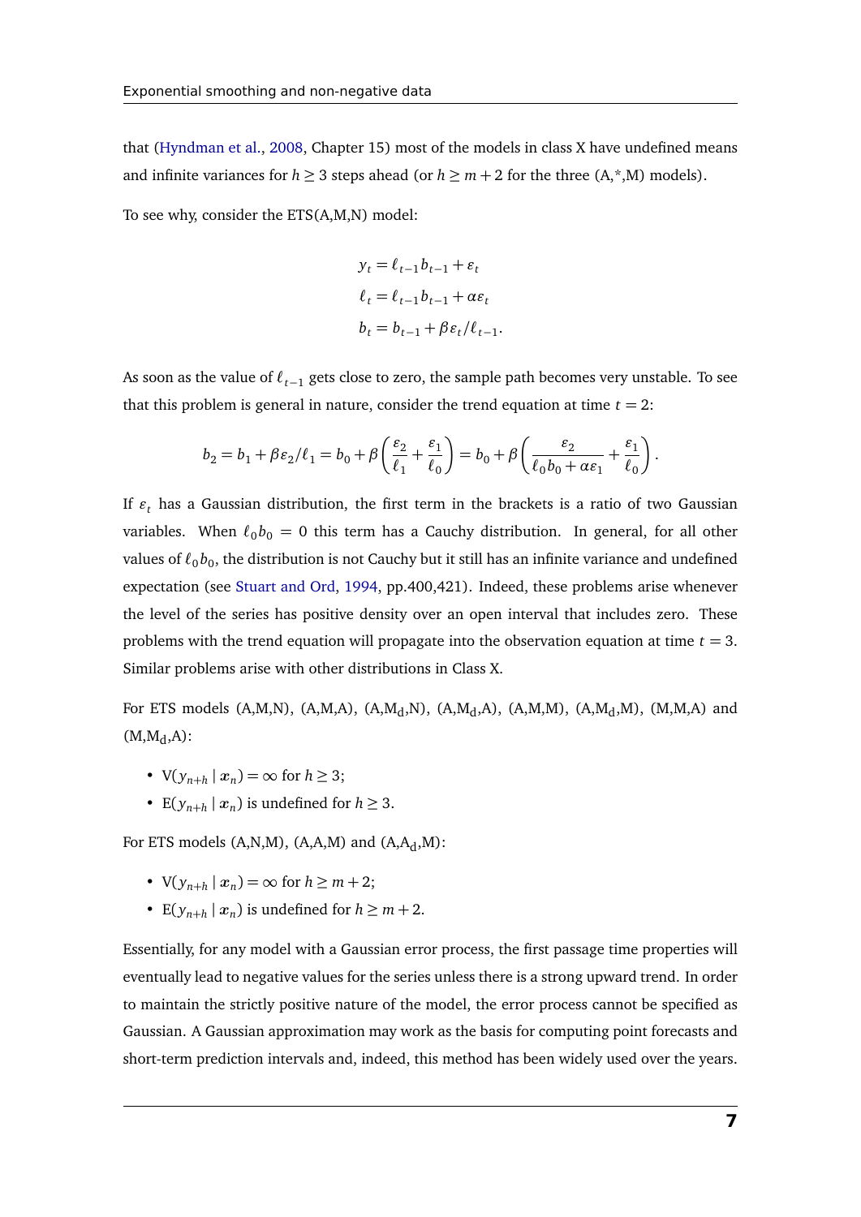that (Hyndman et al., 2008, Chapter 15) most of the models in class X have undefined means and infinite variances for $h \geq 3$ steps ahead (or $h \geq m+2$ for the three (A,*,M) models).

To see why, consider the ETS(A,M,N) model:

$$
\begin{aligned}
y_t &= \ell_{t-1} b_{t-1} + \varepsilon_t \\
\ell_t &= \ell_{t-1} b_{t-1} + \alpha \varepsilon_t \\
b_t &= b_{t-1} + \beta \varepsilon_t / \ell_{t-1}.
\end{aligned}
$$

As soon as the value of $\ell_{t-1}$ gets close to zero, the sample path becomes very unstable. To see that this problem is general in nature, consider the trend equation at time $t = 2$:

$$
b_2 = b_1 + \beta \varepsilon_2 / \ell_1 = b_0 + \beta \left( \frac{\varepsilon_2}{\ell_1} + \frac{\varepsilon_1}{\ell_0} \right) = b_0 + \beta \left( \frac{\varepsilon_2}{\ell_0 b_0 + \alpha \varepsilon_1} + \frac{\varepsilon_1}{\ell_0} \right).
$$

If $\varepsilon_t$ has a Gaussian distribution, the first term in the brackets is a ratio of two Gaussian variables. When $\ell_0 b_0 = 0$ this term has a Cauchy distribution. In general, for all other values of $\ell_0 b_0$, the distribution is not Cauchy but it still has an infinite variance and undefined expectation (see Stuart and Ord, 1994, pp.400,421). Indeed, these problems arise whenever the level of the series has positive density over an open interval that includes zero. These problems with the trend equation will propagate into the observation equation at time $t = 3$. Similar problems arise with other distributions in Class X.

For ETS models (A,M,N), (A,M,A), (A,M$_\text{d}$,N), (A,M$_\text{d}$,A), (A,M,M), (A,M$_\text{d}$,M), (M,M,A) and (M,M$_\text{d}$,A):

- $\text{V}(y_{n+h} \mid \boldsymbol{x}_n) = \infty$ for $h \geq 3$;
- $\text{E}(y_{n+h} \mid \boldsymbol{x}_n)$ is undefined for $h \geq 3$.

For ETS models (A,N,M), (A,A,M) and (A,A$_\text{d}$,M):

- $\text{V}(y_{n+h} \mid \boldsymbol{x}_n) = \infty$ for $h \geq m+2$;
- $\text{E}(y_{n+h} \mid \boldsymbol{x}_n)$ is undefined for $h \geq m+2$.

Essentially, for any model with a Gaussian error process, the first passage time properties will eventually lead to negative values for the series unless there is a strong upward trend. In order to maintain the strictly positive nature of the model, the error process cannot be specified as Gaussian. A Gaussian approximation may work as the basis for computing point forecasts and short-term prediction intervals and, indeed, this method has been widely used over the years.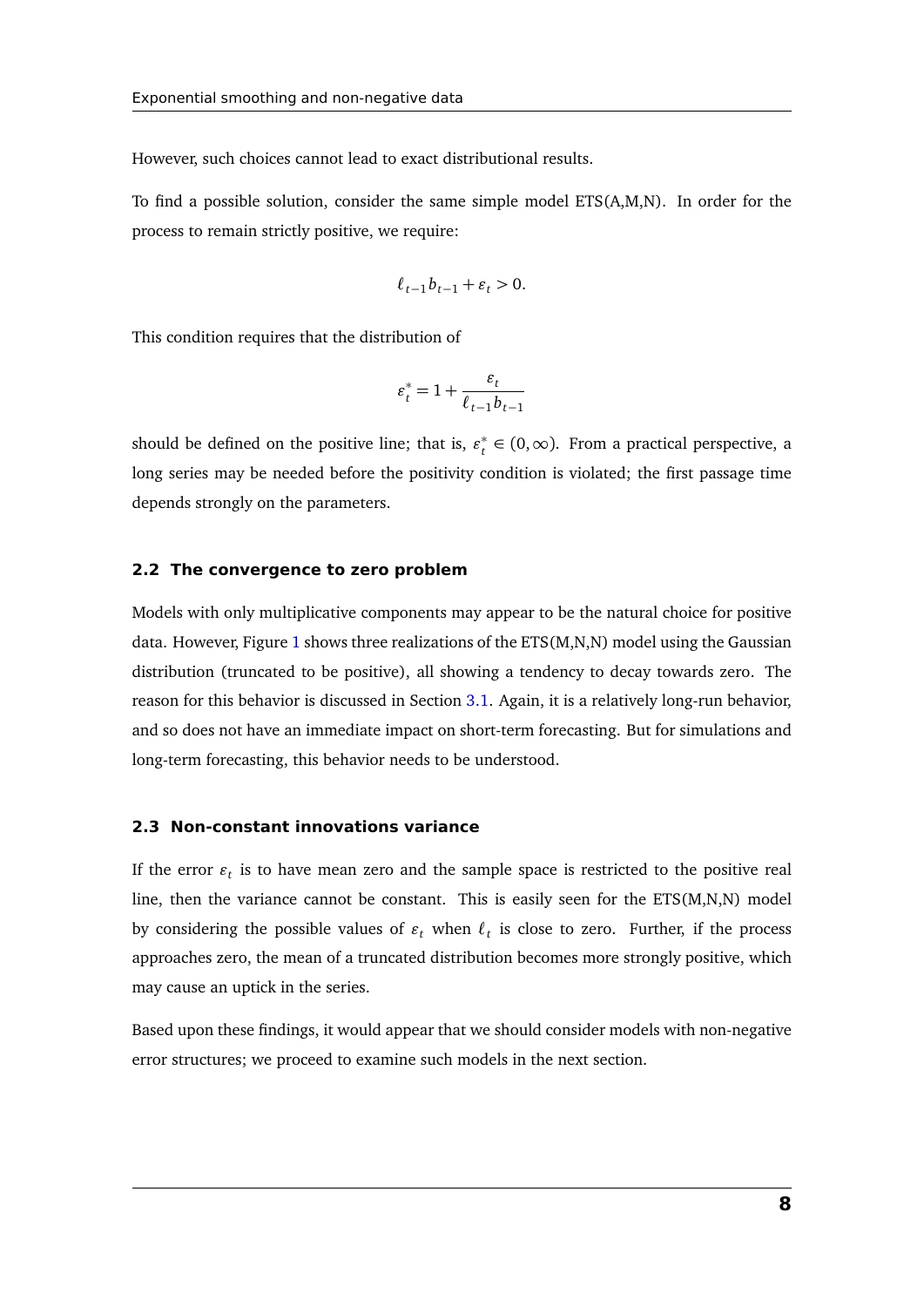However, such choices cannot lead to exact distributional results.

To find a possible solution, consider the same simple model ETS(A,M,N). In order for the process to remain strictly positive, we require:

$$\ell_{t-1}b_{t-1} + \varepsilon_t > 0.$$

This condition requires that the distribution of

$$\varepsilon_t^* = 1 + \frac{\varepsilon_t}{\ell_{t-1}b_{t-1}}$$

should be defined on the positive line; that is, $\varepsilon_t^* \in (0, \infty)$. From a practical perspective, a long series may be needed before the positivity condition is violated; the first passage time depends strongly on the parameters.

### 2.2 The convergence to zero problem

Models with only multiplicative components may appear to be the natural choice for positive data. However, Figure 1 shows three realizations of the ETS(M,N,N) model using the Gaussian distribution (truncated to be positive), all showing a tendency to decay towards zero. The reason for this behavior is discussed in Section 3.1. Again, it is a relatively long-run behavior, and so does not have an immediate impact on short-term forecasting. But for simulations and long-term forecasting, this behavior needs to be understood.

### 2.3 Non-constant innovations variance

If the error $\varepsilon_t$ is to have mean zero and the sample space is restricted to the positive real line, then the variance cannot be constant. This is easily seen for the ETS(M,N,N) model by considering the possible values of $\varepsilon_t$ when $\ell_t$ is close to zero. Further, if the process approaches zero, the mean of a truncated distribution becomes more strongly positive, which may cause an uptick in the series.

Based upon these findings, it would appear that we should consider models with non-negative error structures; we proceed to examine such models in the next section.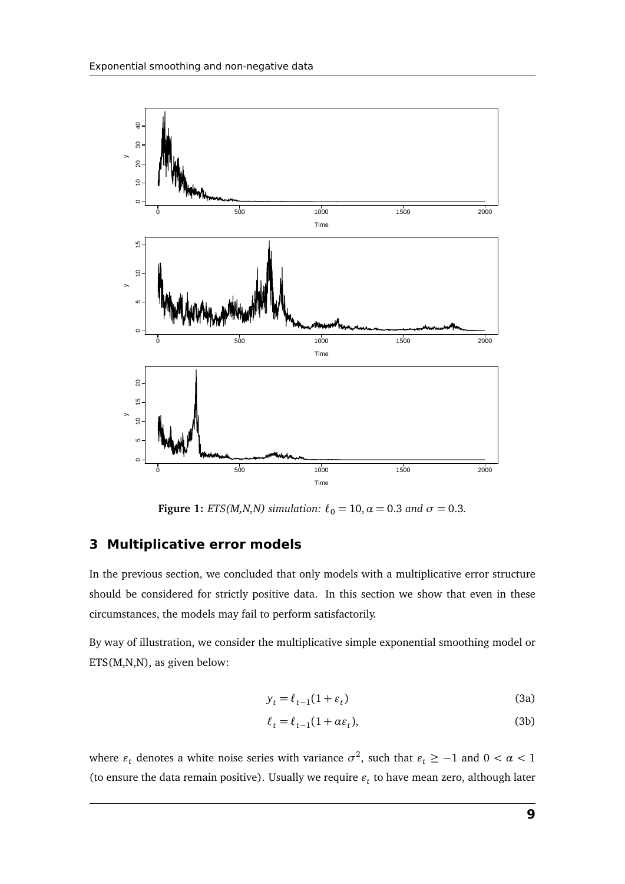**Figure 1:** *ETS(M,N,N) simulation:* $\ell_0 = 10, \alpha = 0.3$ *and* $\sigma = 0.3$*.*

## 3 Multiplicative error models

In the previous section, we concluded that only models with a multiplicative error structure should be considered for strictly positive data. In this section we show that even in these circumstances, the models may fail to perform satisfactorily.

By way of illustration, we consider the multiplicative simple exponential smoothing model or ETS(M,N,N), as given below:

$$y_t = \ell_{t-1}(1 + \varepsilon_t) \tag{3a}$$

$$\ell_t = \ell_{t-1}(1 + \alpha\varepsilon_t), \tag{3b}$$

where $\varepsilon_t$ denotes a white noise series with variance $\sigma^2$, such that $\varepsilon_t \geq -1$ and $0 < \alpha < 1$ (to ensure the data remain positive). Usually we require $\varepsilon_t$ to have mean zero, although later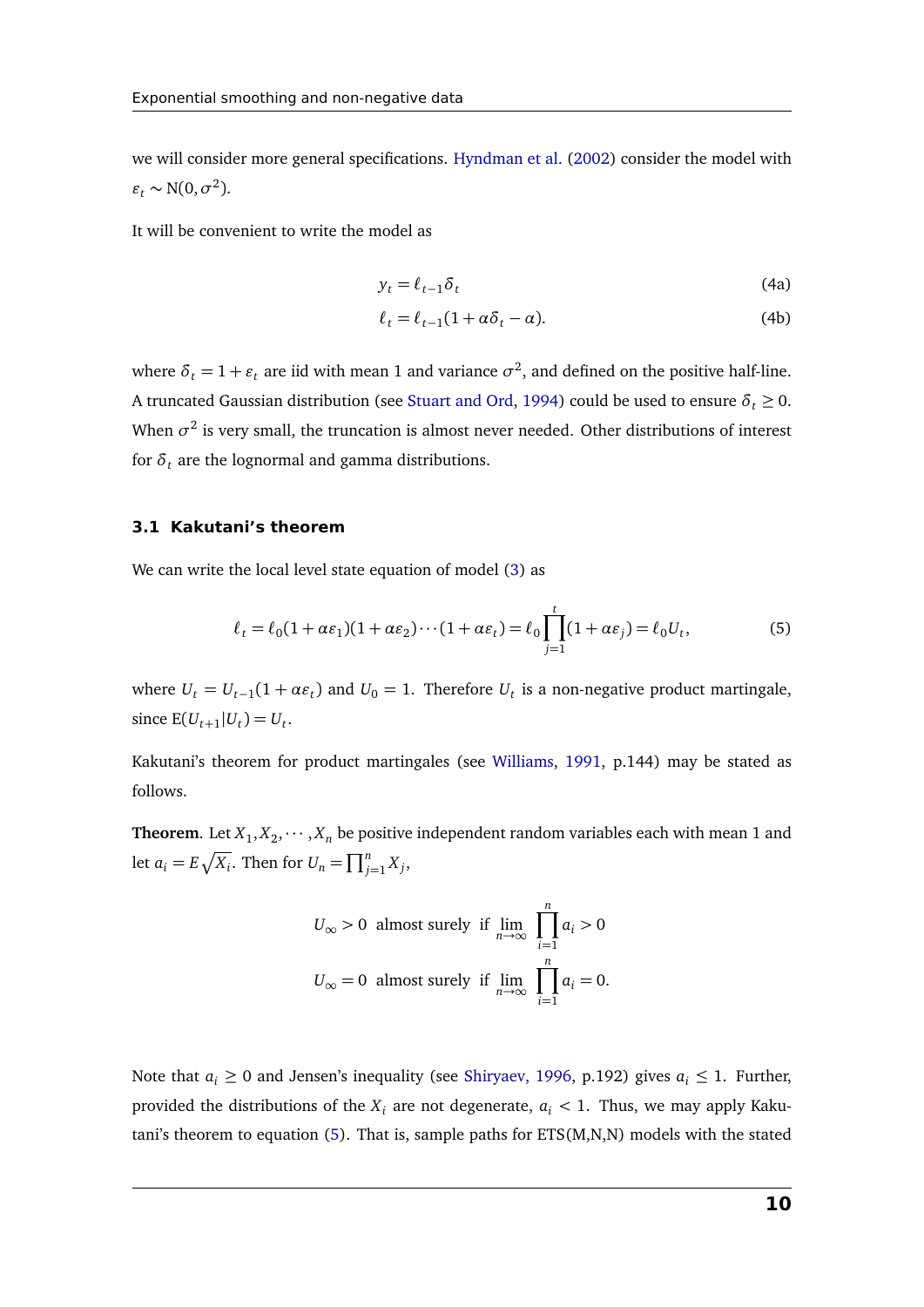we will consider more general specifications. Hyndman et al. (2002) consider the model with $\varepsilon_t \sim \mathrm{N}(0, \sigma^2)$.

It will be convenient to write the model as

$$y_t = \ell_{t-1}\delta_t \tag{4a}$$

$$\ell_t = \ell_{t-1}(1 + \alpha\delta_t - \alpha). \tag{4b}$$

where $\delta_t = 1 + \varepsilon_t$ are iid with mean 1 and variance $\sigma^2$, and defined on the positive half-line. A truncated Gaussian distribution (see Stuart and Ord, 1994) could be used to ensure $\delta_t \geq 0$. When $\sigma^2$ is very small, the truncation is almost never needed. Other distributions of interest for $\delta_t$ are the lognormal and gamma distributions.

### 3.1 Kakutani's theorem

We can write the local level state equation of model (3) as

$$\ell_t = \ell_0(1 + \alpha\varepsilon_1)(1 + \alpha\varepsilon_2)\cdots(1 + \alpha\varepsilon_t) = \ell_0 \prod_{j=1}^{t}(1 + \alpha\varepsilon_j) = \ell_0 U_t, \tag{5}$$

where $U_t = U_{t-1}(1 + \alpha\varepsilon_t)$ and $U_0 = 1$. Therefore $U_t$ is a non-negative product martingale, since $\mathrm{E}(U_{t+1}|U_t) = U_t$.

Kakutani's theorem for product martingales (see Williams, 1991, p.144) may be stated as follows.

**Theorem**. Let $X_1, X_2, \cdots, X_n$ be positive independent random variables each with mean 1 and let $a_i = E\sqrt{X_i}$. Then for $U_n = \prod_{j=1}^{n} X_j$,

$$U_\infty > 0 \text{ almost surely if } \lim_{n\to\infty} \prod_{i=1}^{n} a_i > 0$$

$$U_\infty = 0 \text{ almost surely if } \lim_{n\to\infty} \prod_{i=1}^{n} a_i = 0.$$

Note that $a_i \geq 0$ and Jensen's inequality (see Shiryaev, 1996, p.192) gives $a_i \leq 1$. Further, provided the distributions of the $X_i$ are not degenerate, $a_i < 1$. Thus, we may apply Kakutani's theorem to equation (5). That is, sample paths for ETS(M,N,N) models with the stated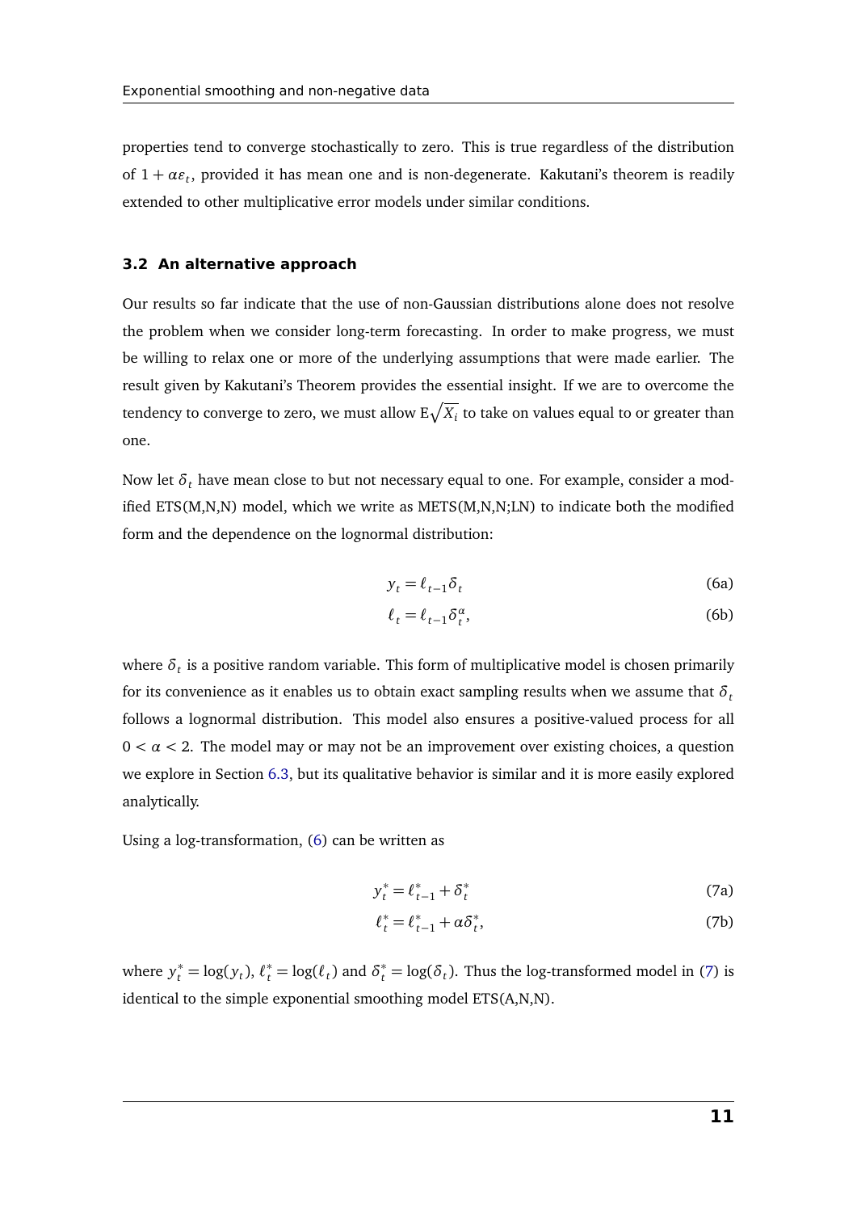properties tend to converge stochastically to zero. This is true regardless of the distribution of $1 + \alpha\varepsilon_t$, provided it has mean one and is non-degenerate. Kakutani's theorem is readily extended to other multiplicative error models under similar conditions.

### 3.2 An alternative approach

Our results so far indicate that the use of non-Gaussian distributions alone does not resolve the problem when we consider long-term forecasting. In order to make progress, we must be willing to relax one or more of the underlying assumptions that were made earlier. The result given by Kakutani's Theorem provides the essential insight. If we are to overcome the tendency to converge to zero, we must allow $\mathrm{E}\sqrt{X_i}$ to take on values equal to or greater than one.

Now let $\delta_t$ have mean close to but not necessary equal to one. For example, consider a modified ETS(M,N,N) model, which we write as METS(M,N,N;LN) to indicate both the modified form and the dependence on the lognormal distribution:

$$y_t = \ell_{t-1}\delta_t \tag{6a}$$

$$\ell_t = \ell_{t-1}\delta_t^{\alpha}, \tag{6b}$$

where $\delta_t$ is a positive random variable. This form of multiplicative model is chosen primarily for its convenience as it enables us to obtain exact sampling results when we assume that $\delta_t$ follows a lognormal distribution. This model also ensures a positive-valued process for all $0 < \alpha < 2$. The model may or may not be an improvement over existing choices, a question we explore in Section 6.3, but its qualitative behavior is similar and it is more easily explored analytically.

Using a log-transformation, (6) can be written as

$$y_t^* = \ell_{t-1}^* + \delta_t^* \tag{7a}$$

$$\ell_t^* = \ell_{t-1}^* + \alpha\delta_t^*, \tag{7b}$$

where $y_t^* = \log(y_t)$, $\ell_t^* = \log(\ell_t)$ and $\delta_t^* = \log(\delta_t)$. Thus the log-transformed model in (7) is identical to the simple exponential smoothing model ETS(A,N,N).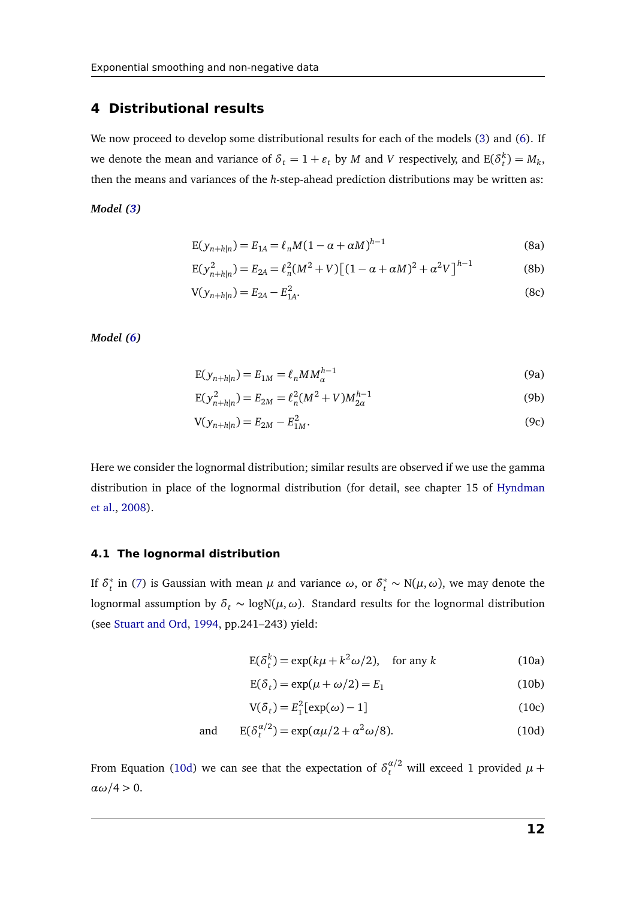## 4 Distributional results

We now proceed to develop some distributional results for each of the models (3) and (6). If we denote the mean and variance of $\delta_t = 1 + \varepsilon_t$ by $M$ and $V$ respectively, and $\mathrm{E}(\delta_t^k) = M_k$, then the means and variances of the $h$-step-ahead prediction distributions may be written as:

***Model (3)***

$$\mathrm{E}(y_{n+h|n}) = E_{1A} = \ell_n M(1-\alpha+\alpha M)^{h-1} \tag{8a}$$

$$\mathrm{E}(y_{n+h|n}^2) = E_{2A} = \ell_n^2 (M^2+V)\big[(1-\alpha+\alpha M)^2 + \alpha^2 V\big]^{h-1} \tag{8b}$$

$$\mathrm{V}(y_{n+h|n}) = E_{2A} - E_{1A}^2. \tag{8c}$$

***Model (6)***

$$\mathrm{E}(y_{n+h|n}) = E_{1M} = \ell_n M M_\alpha^{h-1} \tag{9a}$$

$$\mathrm{E}(y_{n+h|n}^2) = E_{2M} = \ell_n^2 (M^2+V) M_{2\alpha}^{h-1} \tag{9b}$$

$$\mathrm{V}(y_{n+h|n}) = E_{2M} - E_{1M}^2. \tag{9c}$$

Here we consider the lognormal distribution; similar results are observed if we use the gamma distribution in place of the lognormal distribution (for detail, see chapter 15 of Hyndman et al., 2008).

### 4.1 The lognormal distribution

If $\delta_t^*$ in (7) is Gaussian with mean $\mu$ and variance $\omega$, or $\delta_t^* \sim \mathrm{N}(\mu, \omega)$, we may denote the lognormal assumption by $\delta_t \sim \mathrm{logN}(\mu, \omega)$. Standard results for the lognormal distribution (see Stuart and Ord, 1994, pp.241–243) yield:

$$\mathrm{E}(\delta_t^k) = \exp(k\mu + k^2\omega/2), \quad \text{for any } k \tag{10a}$$

$$\mathrm{E}(\delta_t) = \exp(\mu + \omega/2) = E_1 \tag{10b}$$

$$\mathrm{V}(\delta_t) = E_1^2[\exp(\omega) - 1] \tag{10c}$$

$$\text{and} \qquad \mathrm{E}(\delta_t^{\alpha/2}) = \exp(\alpha\mu/2 + \alpha^2\omega/8). \tag{10d}$$

From Equation (10d) we can see that the expectation of $\delta_t^{\alpha/2}$ will exceed 1 provided $\mu + \alpha\omega/4 > 0$.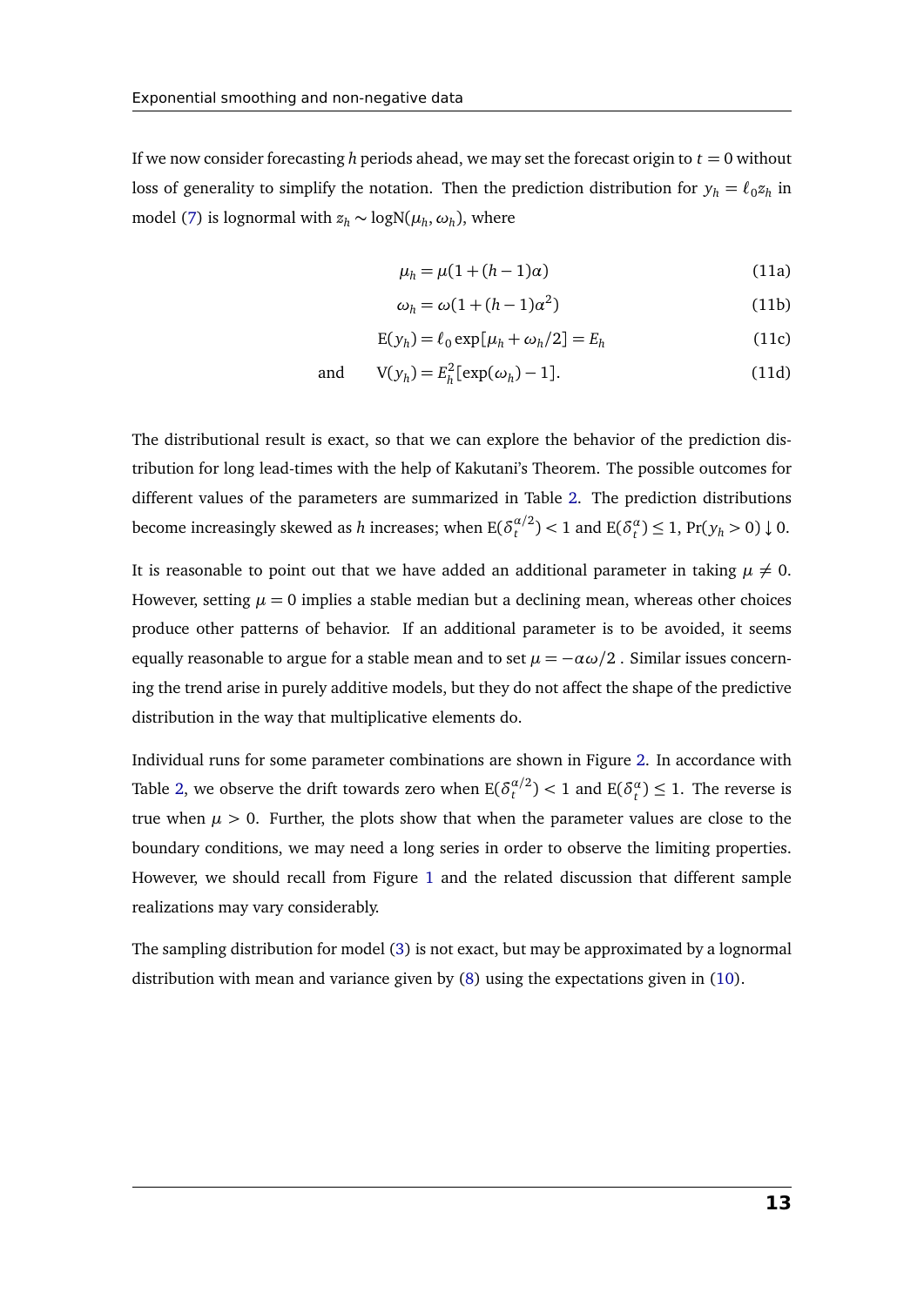If we now consider forecasting $h$ periods ahead, we may set the forecast origin to $t = 0$ without loss of generality to simplify the notation. Then the prediction distribution for $y_h = \ell_0 z_h$ in model (7) is lognormal with $z_h \sim \text{logN}(\mu_h, \omega_h)$, where

$$\mu_h = \mu(1 + (h-1)\alpha) \tag{11a}$$

$$\omega_h = \omega(1 + (h-1)\alpha^2) \tag{11b}$$

$$\text{E}(y_h) = \ell_0 \exp[\mu_h + \omega_h/2] = E_h \tag{11c}$$

$$\text{and} \qquad \text{V}(y_h) = E_h^2[\exp(\omega_h) - 1]. \tag{11d}$$

The distributional result is exact, so that we can explore the behavior of the prediction distribution for long lead-times with the help of Kakutani's Theorem. The possible outcomes for different values of the parameters are summarized in Table 2. The prediction distributions become increasingly skewed as $h$ increases; when $\text{E}(\delta_t^{\alpha/2}) < 1$ and $\text{E}(\delta_t^{\alpha}) \leq 1$, $\Pr(y_h > 0) \downarrow 0$.

It is reasonable to point out that we have added an additional parameter in taking $\mu \neq 0$. However, setting $\mu = 0$ implies a stable median but a declining mean, whereas other choices produce other patterns of behavior. If an additional parameter is to be avoided, it seems equally reasonable to argue for a stable mean and to set $\mu = -\alpha\omega/2$ . Similar issues concerning the trend arise in purely additive models, but they do not affect the shape of the predictive distribution in the way that multiplicative elements do.

Individual runs for some parameter combinations are shown in Figure 2. In accordance with Table 2, we observe the drift towards zero when $\text{E}(\delta_t^{\alpha/2}) < 1$ and $\text{E}(\delta_t^{\alpha}) \leq 1$. The reverse is true when $\mu > 0$. Further, the plots show that when the parameter values are close to the boundary conditions, we may need a long series in order to observe the limiting properties. However, we should recall from Figure 1 and the related discussion that different sample realizations may vary considerably.

The sampling distribution for model (3) is not exact, but may be approximated by a lognormal distribution with mean and variance given by (8) using the expectations given in (10).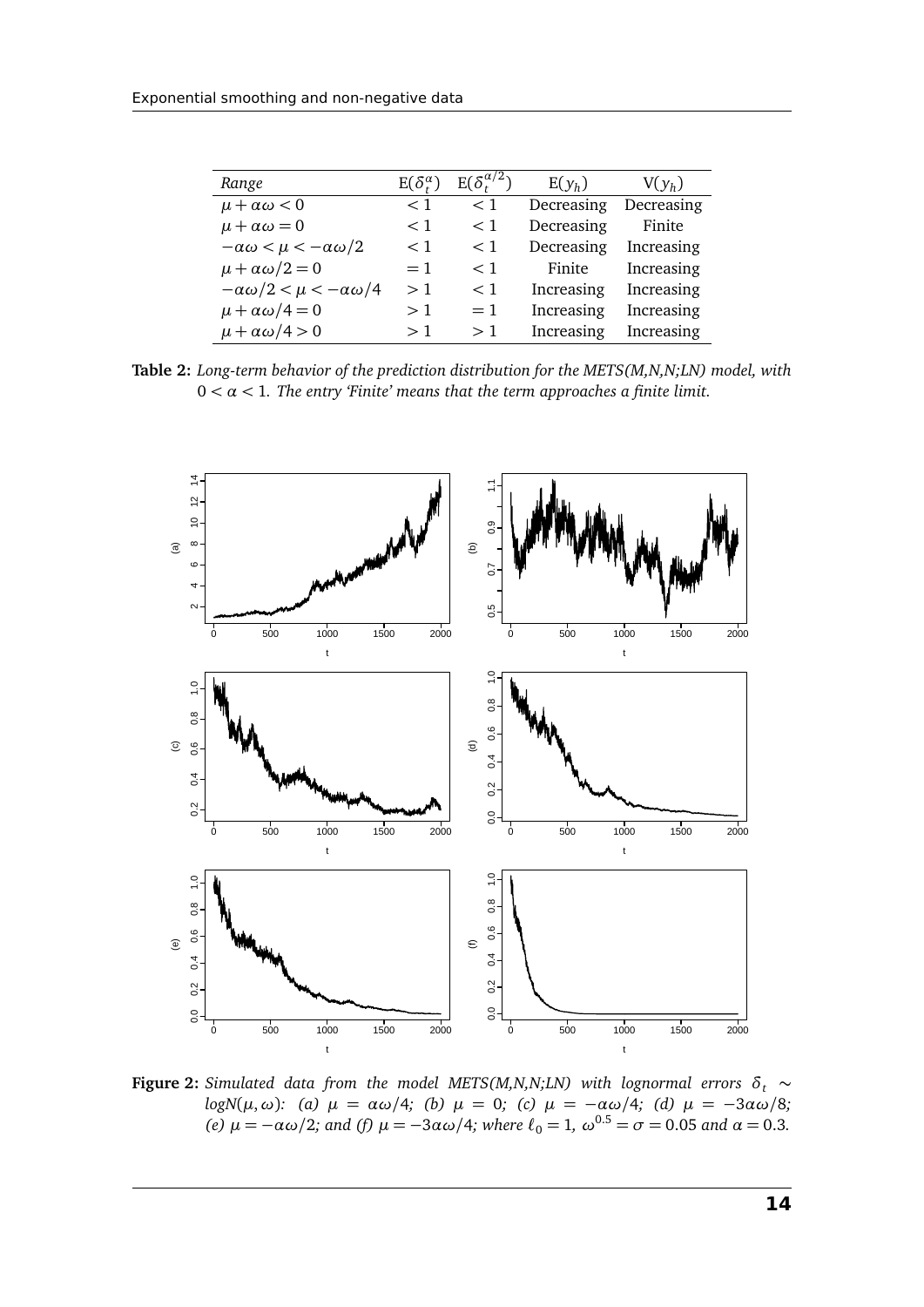| Range | $\mathrm{E}(\delta_t^{\alpha})$ | $\mathrm{E}(\delta_t^{\alpha/2})$ | $\mathrm{E}(y_h)$ | $\mathrm{V}(y_h)$ |
|---|---|---|---|---|
| $\mu + \alpha\omega < 0$ | $< 1$ | $< 1$ | Decreasing | Decreasing |
| $\mu + \alpha\omega = 0$ | $< 1$ | $< 1$ | Decreasing | Finite |
| $-\alpha\omega < \mu < -\alpha\omega/2$ | $< 1$ | $< 1$ | Decreasing | Increasing |
| $\mu + \alpha\omega/2 = 0$ | $= 1$ | $< 1$ | Finite | Increasing |
| $-\alpha\omega/2 < \mu < -\alpha\omega/4$ | $> 1$ | $< 1$ | Increasing | Increasing |
| $\mu + \alpha\omega/4 = 0$ | $> 1$ | $= 1$ | Increasing | Increasing |
| $\mu + \alpha\omega/4 > 0$ | $> 1$ | $> 1$ | Increasing | Increasing |

**Table 2:** *Long-term behavior of the prediction distribution for the METS(M,N,N;LN) model, with $0 < \alpha < 1$. The entry 'Finite' means that the term approaches a finite limit.*

**Figure 2:** *Simulated data from the model METS(M,N,N;LN) with lognormal errors $\delta_t \sim logN(\mu, \omega)$: (a) $\mu = \alpha\omega/4$; (b) $\mu = 0$; (c) $\mu = -\alpha\omega/4$; (d) $\mu = -3\alpha\omega/8$; (e) $\mu = -\alpha\omega/2$; and (f) $\mu = -3\alpha\omega/4$; where $\ell_0 = 1$, $\omega^{0.5} = \sigma = 0.05$ and $\alpha = 0.3$.*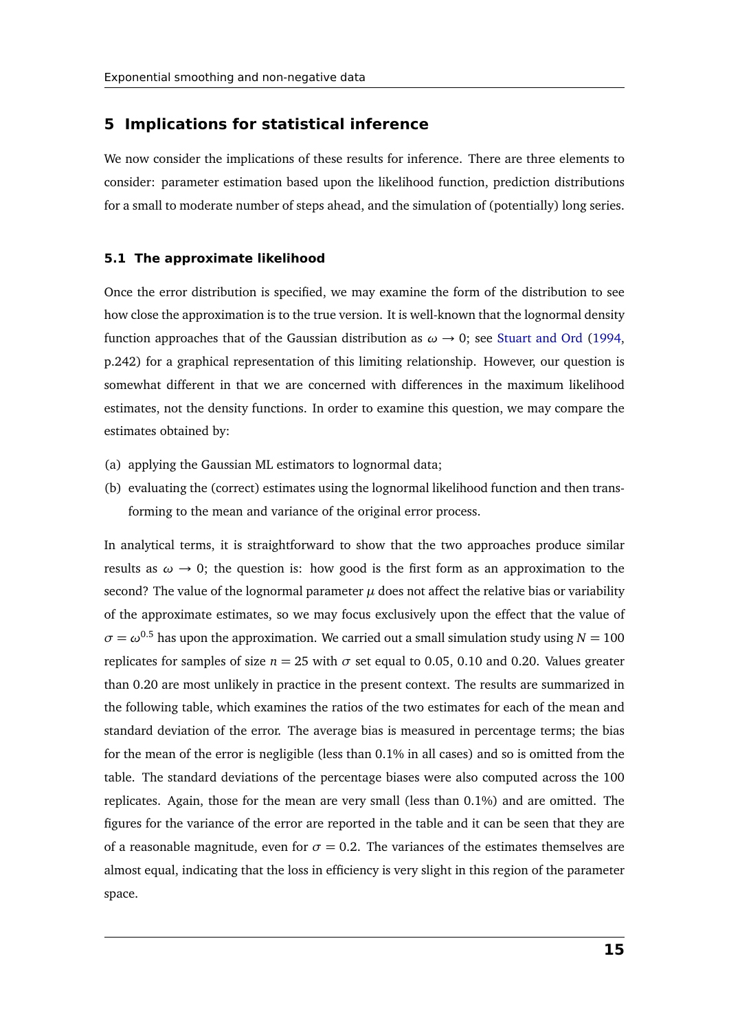## 5 Implications for statistical inference

We now consider the implications of these results for inference. There are three elements to consider: parameter estimation based upon the likelihood function, prediction distributions for a small to moderate number of steps ahead, and the simulation of (potentially) long series.

### 5.1 The approximate likelihood

Once the error distribution is specified, we may examine the form of the distribution to see how close the approximation is to the true version. It is well-known that the lognormal density function approaches that of the Gaussian distribution as $\omega \rightarrow 0$; see Stuart and Ord (1994, p.242) for a graphical representation of this limiting relationship. However, our question is somewhat different in that we are concerned with differences in the maximum likelihood estimates, not the density functions. In order to examine this question, we may compare the estimates obtained by:

(a) applying the Gaussian ML estimators to lognormal data;

(b) evaluating the (correct) estimates using the lognormal likelihood function and then transforming to the mean and variance of the original error process.

In analytical terms, it is straightforward to show that the two approaches produce similar results as $\omega \rightarrow 0$; the question is: how good is the first form as an approximation to the second? The value of the lognormal parameter $\mu$ does not affect the relative bias or variability of the approximate estimates, so we may focus exclusively upon the effect that the value of $\sigma = \omega^{0.5}$ has upon the approximation. We carried out a small simulation study using $N = 100$ replicates for samples of size $n = 25$ with $\sigma$ set equal to 0.05, 0.10 and 0.20. Values greater than 0.20 are most unlikely in practice in the present context. The results are summarized in the following table, which examines the ratios of the two estimates for each of the mean and standard deviation of the error. The average bias is measured in percentage terms; the bias for the mean of the error is negligible (less than 0.1% in all cases) and so is omitted from the table. The standard deviations of the percentage biases were also computed across the 100 replicates. Again, those for the mean are very small (less than 0.1%) and are omitted. The figures for the variance of the error are reported in the table and it can be seen that they are of a reasonable magnitude, even for $\sigma = 0.2$. The variances of the estimates themselves are almost equal, indicating that the loss in efficiency is very slight in this region of the parameter space.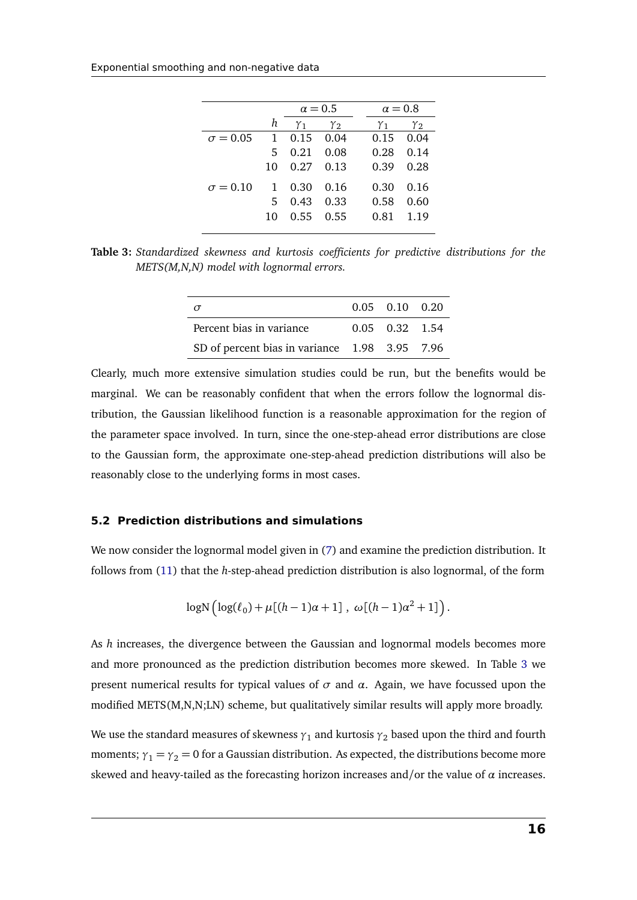|  | $h$ | $\alpha = 0.5$ |  | $\alpha = 0.8$ |  |
|---|---|---|---|---|---|
|  |  | $\gamma_1$ | $\gamma_2$ | $\gamma_1$ | $\gamma_2$ |
| $\sigma = 0.05$ | 1 | 0.15 | 0.04 | 0.15 | 0.04 |
|  | 5 | 0.21 | 0.08 | 0.28 | 0.14 |
|  | 10 | 0.27 | 0.13 | 0.39 | 0.28 |
| $\sigma = 0.10$ | 1 | 0.30 | 0.16 | 0.30 | 0.16 |
|  | 5 | 0.43 | 0.33 | 0.58 | 0.60 |
|  | 10 | 0.55 | 0.55 | 0.81 | 1.19 |

**Table 3:** *Standardized skewness and kurtosis coefficients for predictive distributions for the METS(M,N,N) model with lognormal errors.*

| $\sigma$ | 0.05 | 0.10 | 0.20 |
|---|---|---|---|
| Percent bias in variance | 0.05 | 0.32 | 1.54 |
| SD of percent bias in variance | 1.98 | 3.95 | 7.96 |

Clearly, much more extensive simulation studies could be run, but the benefits would be marginal. We can be reasonably confident that when the errors follow the lognormal distribution, the Gaussian likelihood function is a reasonable approximation for the region of the parameter space involved. In turn, since the one-step-ahead error distributions are close to the Gaussian form, the approximate one-step-ahead prediction distributions will also be reasonably close to the underlying forms in most cases.

### 5.2 Prediction distributions and simulations

We now consider the lognormal model given in (7) and examine the prediction distribution. It follows from (11) that the $h$-step-ahead prediction distribution is also lognormal, of the form

$$\text{logN}\left(\log(\ell_0) + \mu[(h-1)\alpha + 1]\ ,\ \omega[(h-1)\alpha^2 + 1]\right).$$

As $h$ increases, the divergence between the Gaussian and lognormal models becomes more and more pronounced as the prediction distribution becomes more skewed. In Table 3 we present numerical results for typical values of $\sigma$ and $\alpha$. Again, we have focussed upon the modified METS(M,N,N;LN) scheme, but qualitatively similar results will apply more broadly.

We use the standard measures of skewness $\gamma_1$ and kurtosis $\gamma_2$ based upon the third and fourth moments; $\gamma_1 = \gamma_2 = 0$ for a Gaussian distribution. As expected, the distributions become more skewed and heavy-tailed as the forecasting horizon increases and/or the value of $\alpha$ increases.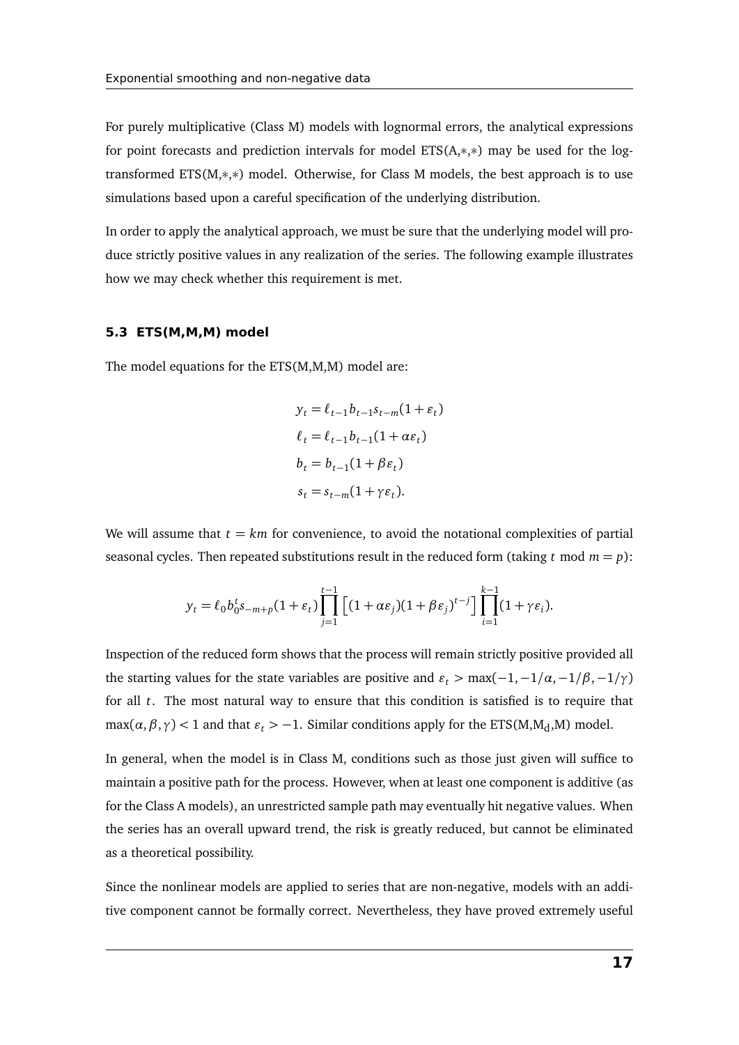For purely multiplicative (Class M) models with lognormal errors, the analytical expressions for point forecasts and prediction intervals for model ETS(A,∗,∗) may be used for the log-transformed ETS(M,∗,∗) model. Otherwise, for Class M models, the best approach is to use simulations based upon a careful specification of the underlying distribution.

In order to apply the analytical approach, we must be sure that the underlying model will produce strictly positive values in any realization of the series. The following example illustrates how we may check whether this requirement is met.

### 5.3 ETS(M,M,M) model

The model equations for the ETS(M,M,M) model are:

$$
\begin{aligned}
y_t &= \ell_{t-1} b_{t-1} s_{t-m}(1+\varepsilon_t) \\
\ell_t &= \ell_{t-1} b_{t-1}(1+\alpha\varepsilon_t) \\
b_t &= b_{t-1}(1+\beta\varepsilon_t) \\
s_t &= s_{t-m}(1+\gamma\varepsilon_t).
\end{aligned}
$$

We will assume that $t = km$ for convenience, to avoid the notational complexities of partial seasonal cycles. Then repeated substitutions result in the reduced form (taking $t$ mod $m = p$):

$$
y_t = \ell_0 b_0^t s_{-m+p}(1+\varepsilon_t) \prod_{j=1}^{t-1} \left[ (1+\alpha\varepsilon_j)(1+\beta\varepsilon_j)^{t-j} \right] \prod_{i=1}^{k-1} (1+\gamma\varepsilon_i).
$$

Inspection of the reduced form shows that the process will remain strictly positive provided all the starting values for the state variables are positive and $\varepsilon_t > \max(-1, -1/\alpha, -1/\beta, -1/\gamma)$ for all $t$. The most natural way to ensure that this condition is satisfied is to require that $\max(\alpha, \beta, \gamma) < 1$ and that $\varepsilon_t > -1$. Similar conditions apply for the ETS(M,$\text{M}_\text{d}$,M) model.

In general, when the model is in Class M, conditions such as those just given will suffice to maintain a positive path for the process. However, when at least one component is additive (as for the Class A models), an unrestricted sample path may eventually hit negative values. When the series has an overall upward trend, the risk is greatly reduced, but cannot be eliminated as a theoretical possibility.

Since the nonlinear models are applied to series that are non-negative, models with an additive component cannot be formally correct. Nevertheless, they have proved extremely useful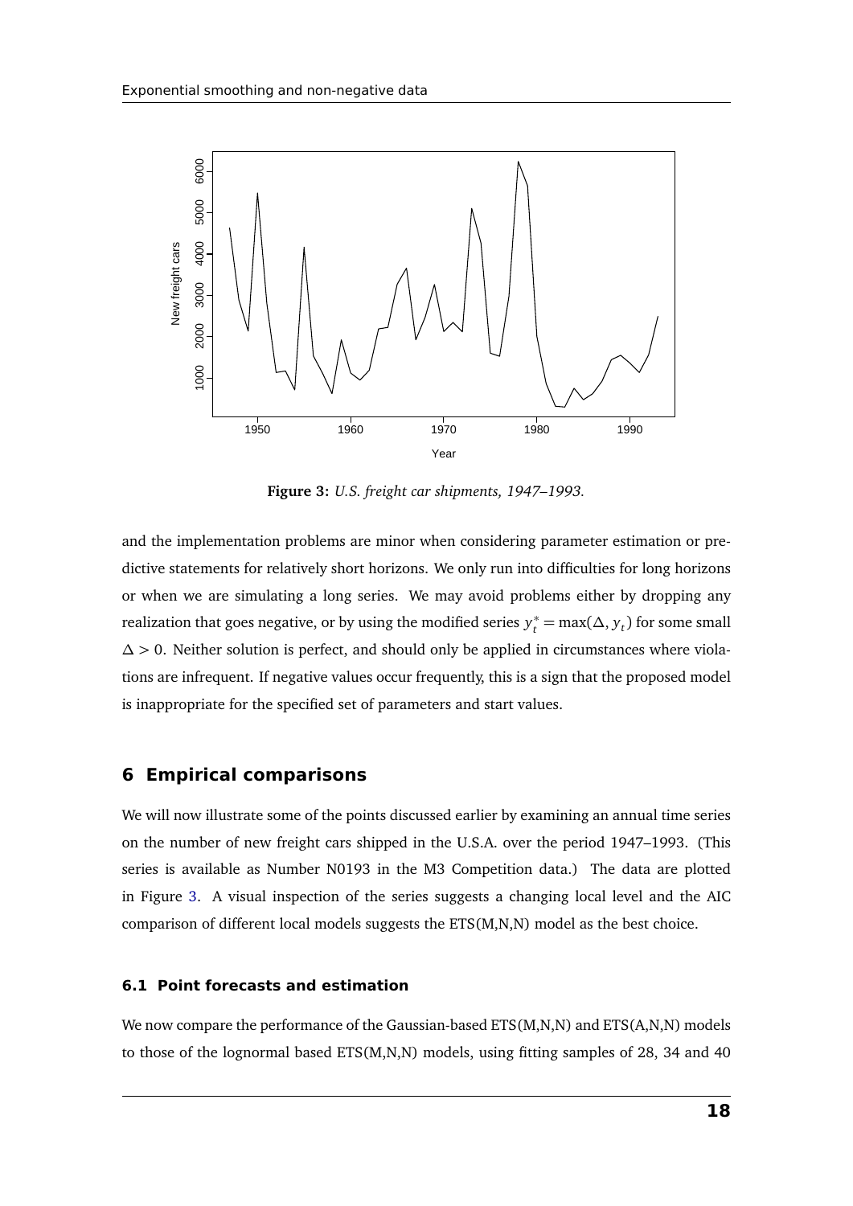**Figure 3:** *U.S. freight car shipments, 1947–1993.*

and the implementation problems are minor when considering parameter estimation or predictive statements for relatively short horizons. We only run into difficulties for long horizons or when we are simulating a long series. We may avoid problems either by dropping any realization that goes negative, or by using the modified series $y_t^* = \max(\Delta, y_t)$ for some small $\Delta > 0$. Neither solution is perfect, and should only be applied in circumstances where violations are infrequent. If negative values occur frequently, this is a sign that the proposed model is inappropriate for the specified set of parameters and start values.

## 6 Empirical comparisons

We will now illustrate some of the points discussed earlier by examining an annual time series on the number of new freight cars shipped in the U.S.A. over the period 1947–1993. (This series is available as Number N0193 in the M3 Competition data.) The data are plotted in Figure 3. A visual inspection of the series suggests a changing local level and the AIC comparison of different local models suggests the ETS(M,N,N) model as the best choice.

### 6.1 Point forecasts and estimation

We now compare the performance of the Gaussian-based ETS(M,N,N) and ETS(A,N,N) models to those of the lognormal based ETS(M,N,N) models, using fitting samples of 28, 34 and 40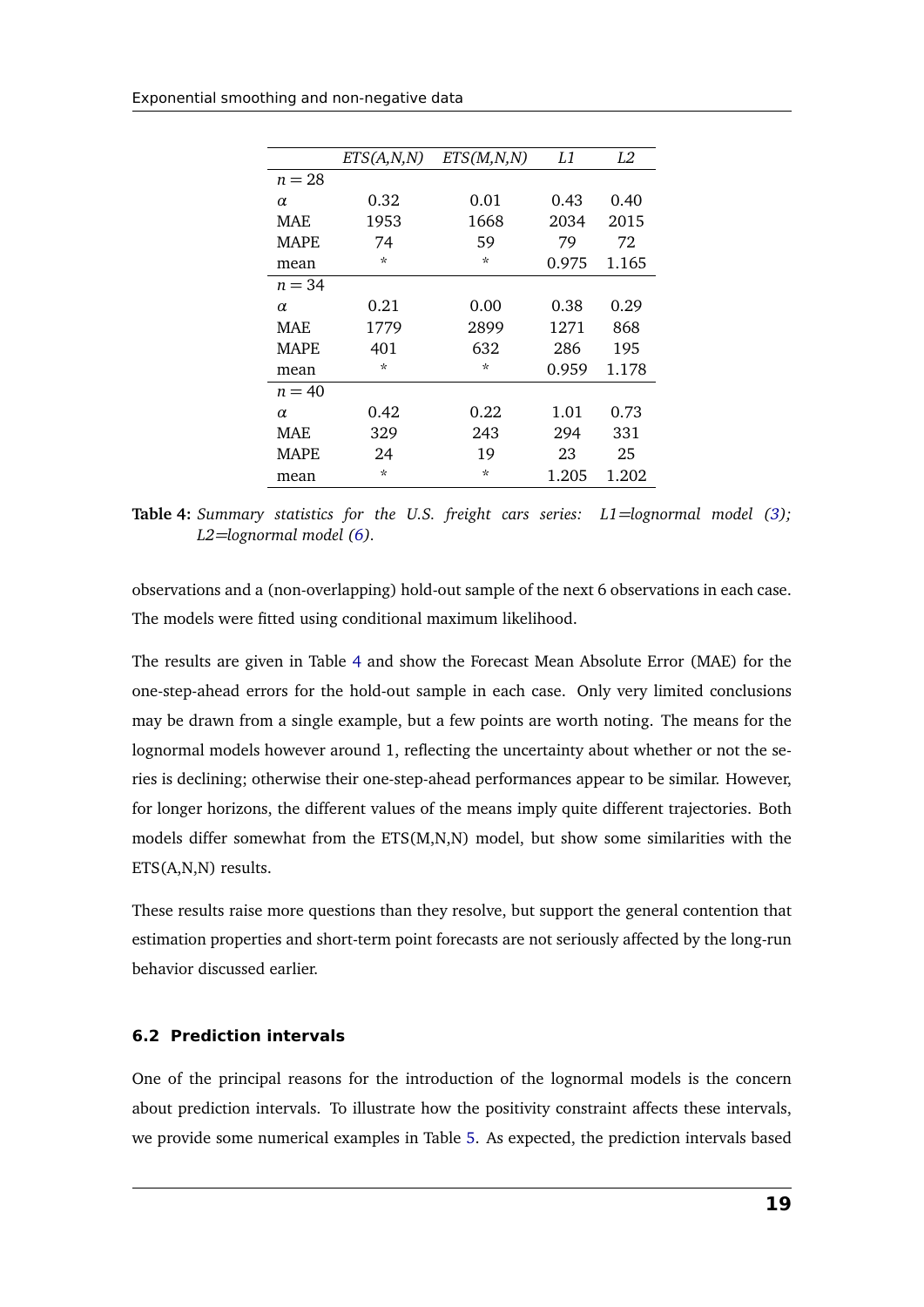|  | ETS(A,N,N) | ETS(M,N,N) | L1 | L2 |
|---|---|---|---|---|
| $n = 28$ |  |  |  |  |
| $\alpha$ | 0.32 | 0.01 | 0.43 | 0.40 |
| MAE | 1953 | 1668 | 2034 | 2015 |
| MAPE | 74 | 59 | 79 | 72 |
| mean | * | * | 0.975 | 1.165 |
| $n = 34$ |  |  |  |  |
| $\alpha$ | 0.21 | 0.00 | 0.38 | 0.29 |
| MAE | 1779 | 2899 | 1271 | 868 |
| MAPE | 401 | 632 | 286 | 195 |
| mean | * | * | 0.959 | 1.178 |
| $n = 40$ |  |  |  |  |
| $\alpha$ | 0.42 | 0.22 | 1.01 | 0.73 |
| MAE | 329 | 243 | 294 | 331 |
| MAPE | 24 | 19 | 23 | 25 |
| mean | * | * | 1.205 | 1.202 |

**Table 4:** *Summary statistics for the U.S. freight cars series: L1=lognormal model (3); L2=lognormal model (6).*

observations and a (non-overlapping) hold-out sample of the next 6 observations in each case. The models were fitted using conditional maximum likelihood.

The results are given in Table 4 and show the Forecast Mean Absolute Error (MAE) for the one-step-ahead errors for the hold-out sample in each case. Only very limited conclusions may be drawn from a single example, but a few points are worth noting. The means for the lognormal models however around 1, reflecting the uncertainty about whether or not the series is declining; otherwise their one-step-ahead performances appear to be similar. However, for longer horizons, the different values of the means imply quite different trajectories. Both models differ somewhat from the ETS(M,N,N) model, but show some similarities with the ETS(A,N,N) results.

These results raise more questions than they resolve, but support the general contention that estimation properties and short-term point forecasts are not seriously affected by the long-run behavior discussed earlier.

### 6.2 Prediction intervals

One of the principal reasons for the introduction of the lognormal models is the concern about prediction intervals. To illustrate how the positivity constraint affects these intervals, we provide some numerical examples in Table 5. As expected, the prediction intervals based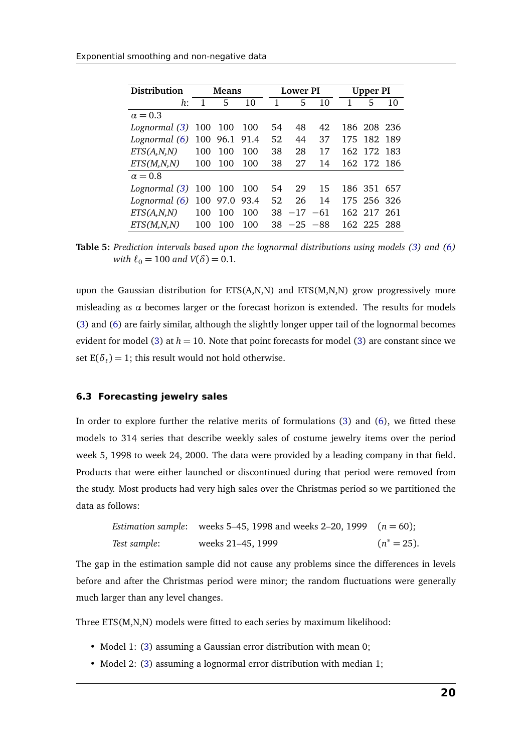| Distribution | Means | | | Lower PI | | | Upper PI | | |
|---|---|---|---|---|---|---|---|---|---|
| $h$: | 1 | 5 | 10 | 1 | 5 | 10 | 1 | 5 | 10 |
| $\alpha = 0.3$ | | | | | | | | | |
| *Lognormal (3)* | 100 | 100 | 100 | 54 | 48 | 42 | 186 | 208 | 236 |
| *Lognormal (6)* | 100 | 96.1 | 91.4 | 52 | 44 | 37 | 175 | 182 | 189 |
| *ETS(A,N,N)* | 100 | 100 | 100 | 38 | 28 | 17 | 162 | 172 | 183 |
| *ETS(M,N,N)* | 100 | 100 | 100 | 38 | 27 | 14 | 162 | 172 | 186 |
| $\alpha = 0.8$ | | | | | | | | | |
| *Lognormal (3)* | 100 | 100 | 100 | 54 | 29 | 15 | 186 | 351 | 657 |
| *Lognormal (6)* | 100 | 97.0 | 93.4 | 52 | 26 | 14 | 175 | 256 | 326 |
| *ETS(A,N,N)* | 100 | 100 | 100 | 38 | −17 | −61 | 162 | 217 | 261 |
| *ETS(M,N,N)* | 100 | 100 | 100 | 38 | −25 | −88 | 162 | 225 | 288 |

**Table 5:** *Prediction intervals based upon the lognormal distributions using models (3) and (6) with $\ell_0 = 100$ and $V(\delta) = 0.1$.*

upon the Gaussian distribution for ETS(A,N,N) and ETS(M,N,N) grow progressively more misleading as $\alpha$ becomes larger or the forecast horizon is extended. The results for models (3) and (6) are fairly similar, although the slightly longer upper tail of the lognormal becomes evident for model (3) at $h = 10$. Note that point forecasts for model (3) are constant since we set $\mathrm{E}(\delta_t) = 1$; this result would not hold otherwise.

### 6.3 Forecasting jewelry sales

In order to explore further the relative merits of formulations (3) and (6), we fitted these models to 314 series that describe weekly sales of costume jewelry items over the period week 5, 1998 to week 24, 2000. The data were provided by a leading company in that field. Products that were either launched or discontinued during that period were removed from the study. Most products had very high sales over the Christmas period so we partitioned the data as follows:

*Estimation sample*: weeks 5–45, 1998 and weeks 2–20, 1999 $(n = 60)$;

*Test sample*: weeks 21–45, 1999 $(n^* = 25)$.

The gap in the estimation sample did not cause any problems since the differences in levels before and after the Christmas period were minor; the random fluctuations were generally much larger than any level changes.

Three ETS(M,N,N) models were fitted to each series by maximum likelihood:

- Model 1: (3) assuming a Gaussian error distribution with mean 0;
- Model 2: (3) assuming a lognormal error distribution with median 1;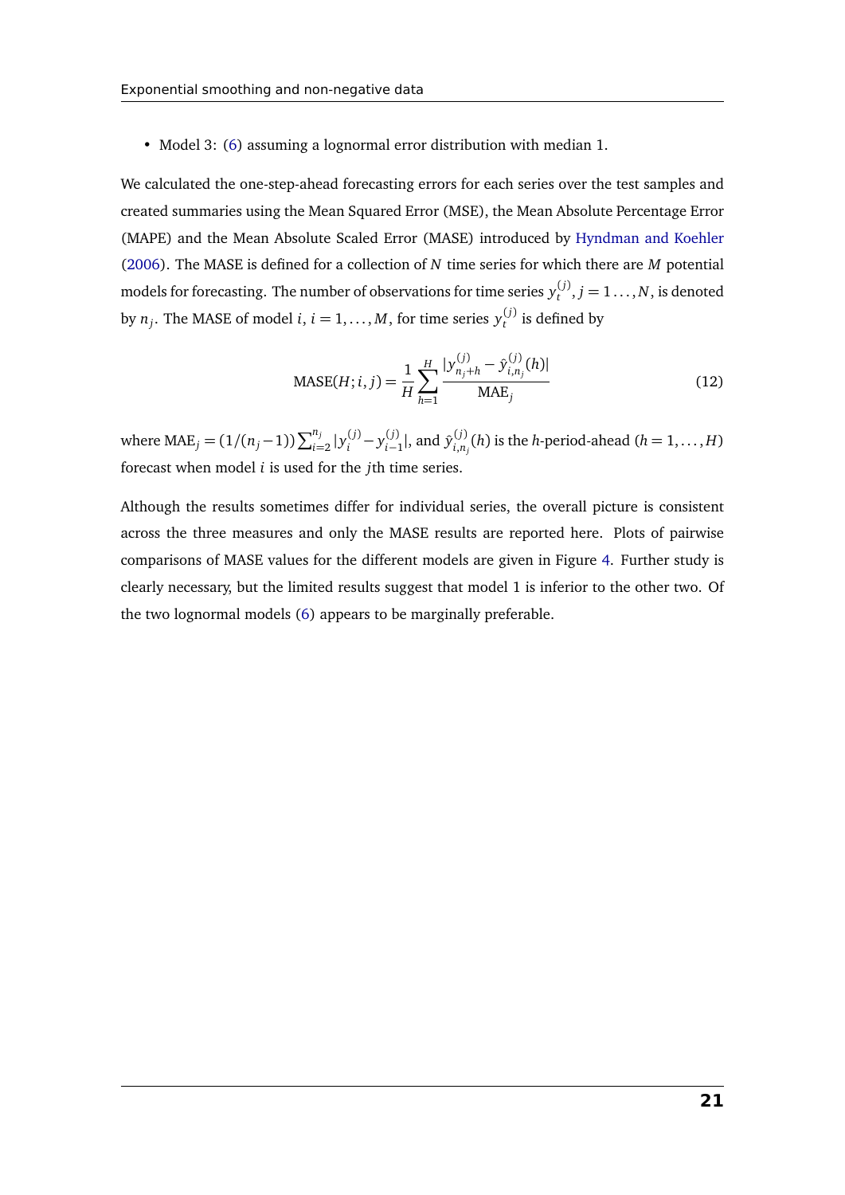- Model 3: (6) assuming a lognormal error distribution with median 1.

We calculated the one-step-ahead forecasting errors for each series over the test samples and created summaries using the Mean Squared Error (MSE), the Mean Absolute Percentage Error (MAPE) and the Mean Absolute Scaled Error (MASE) introduced by Hyndman and Koehler (2006). The MASE is defined for a collection of $N$ time series for which there are $M$ potential models for forecasting. The number of observations for time series $y_t^{(j)}$, $j = 1\ldots,N$, is denoted by $n_j$. The MASE of model $i$, $i = 1,\ldots,M$, for time series $y_t^{(j)}$ is defined by

$$\text{MASE}(H; i, j) = \frac{1}{H}\sum_{h=1}^{H} \frac{|y_{n_j+h}^{(j)} - \hat{y}_{i,n_j}^{(j)}(h)|}{\text{MAE}_j} \tag{12}$$

where $\text{MAE}_j = (1/(n_j - 1))\sum_{i=2}^{n_j} |y_i^{(j)} - y_{i-1}^{(j)}|$, and $\hat{y}_{i,n_j}^{(j)}(h)$ is the $h$-period-ahead ($h = 1,\ldots,H$) forecast when model $i$ is used for the $j$th time series.

Although the results sometimes differ for individual series, the overall picture is consistent across the three measures and only the MASE results are reported here. Plots of pairwise comparisons of MASE values for the different models are given in Figure 4. Further study is clearly necessary, but the limited results suggest that model 1 is inferior to the other two. Of the two lognormal models (6) appears to be marginally preferable.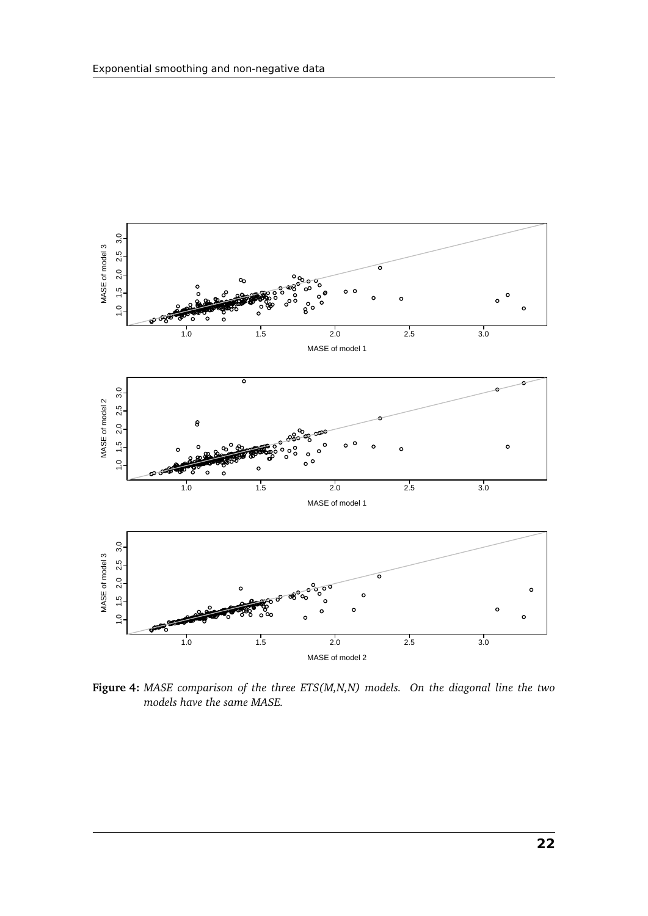**Figure 4:** *MASE comparison of the three ETS(M,N,N) models. On the diagonal line the two models have the same MASE.*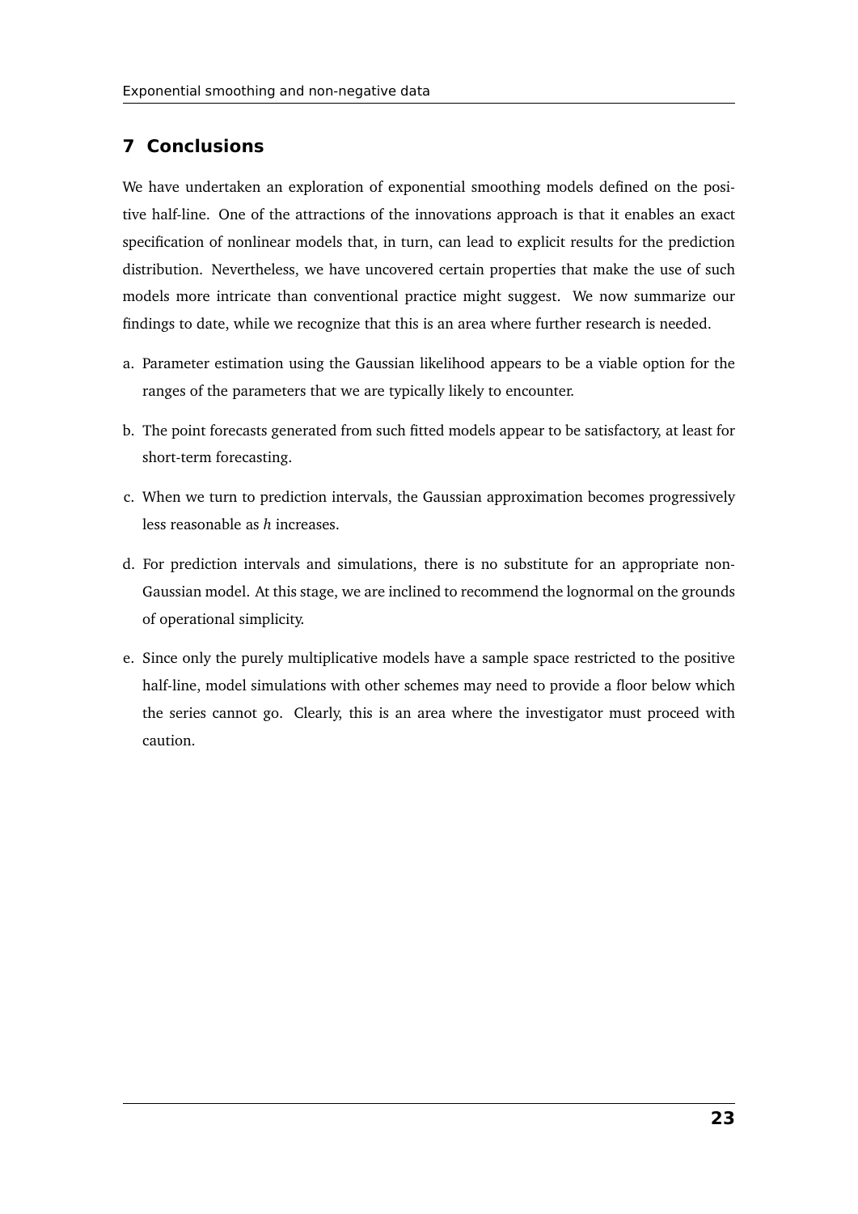## 7 Conclusions

We have undertaken an exploration of exponential smoothing models defined on the positive half-line. One of the attractions of the innovations approach is that it enables an exact specification of nonlinear models that, in turn, can lead to explicit results for the prediction distribution. Nevertheless, we have uncovered certain properties that make the use of such models more intricate than conventional practice might suggest. We now summarize our findings to date, while we recognize that this is an area where further research is needed.

a. Parameter estimation using the Gaussian likelihood appears to be a viable option for the ranges of the parameters that we are typically likely to encounter.

b. The point forecasts generated from such fitted models appear to be satisfactory, at least for short-term forecasting.

c. When we turn to prediction intervals, the Gaussian approximation becomes progressively less reasonable as $h$ increases.

d. For prediction intervals and simulations, there is no substitute for an appropriate non-Gaussian model. At this stage, we are inclined to recommend the lognormal on the grounds of operational simplicity.

e. Since only the purely multiplicative models have a sample space restricted to the positive half-line, model simulations with other schemes may need to provide a floor below which the series cannot go. Clearly, this is an area where the investigator must proceed with caution.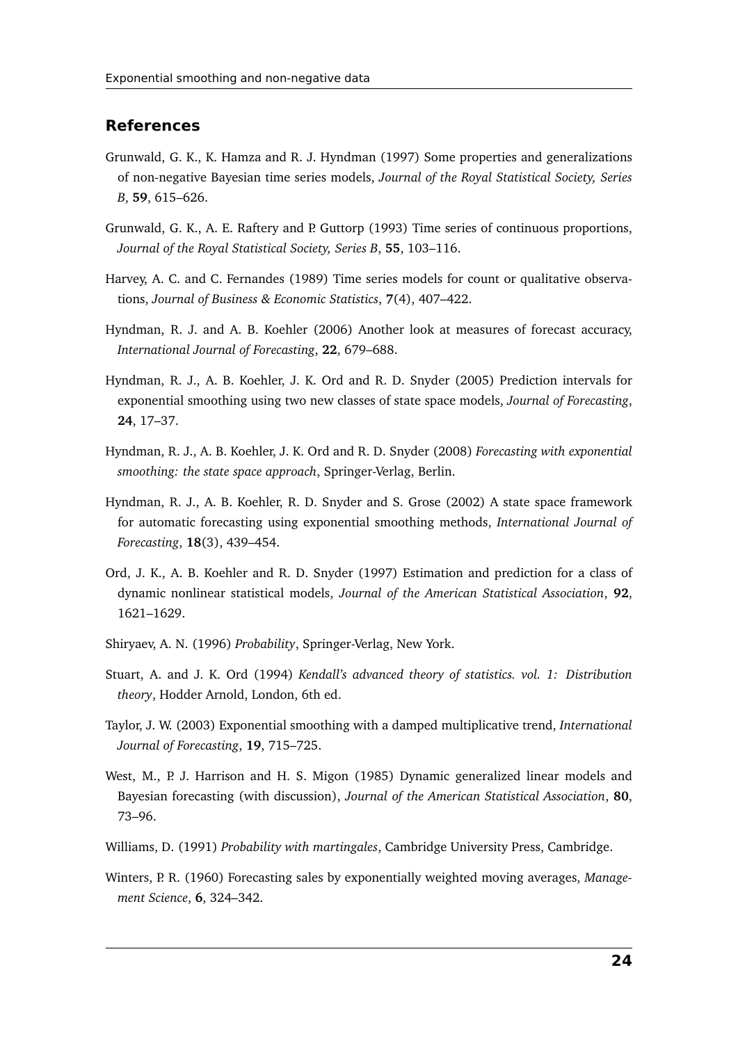## References

Grunwald, G. K., K. Hamza and R. J. Hyndman (1997) Some properties and generalizations of non-negative Bayesian time series models, *Journal of the Royal Statistical Society, Series B*, **59**, 615–626.

Grunwald, G. K., A. E. Raftery and P. Guttorp (1993) Time series of continuous proportions, *Journal of the Royal Statistical Society, Series B*, **55**, 103–116.

Harvey, A. C. and C. Fernandes (1989) Time series models for count or qualitative observations, *Journal of Business & Economic Statistics*, **7**(4), 407–422.

Hyndman, R. J. and A. B. Koehler (2006) Another look at measures of forecast accuracy, *International Journal of Forecasting*, **22**, 679–688.

Hyndman, R. J., A. B. Koehler, J. K. Ord and R. D. Snyder (2005) Prediction intervals for exponential smoothing using two new classes of state space models, *Journal of Forecasting*, **24**, 17–37.

Hyndman, R. J., A. B. Koehler, J. K. Ord and R. D. Snyder (2008) *Forecasting with exponential smoothing: the state space approach*, Springer-Verlag, Berlin.

Hyndman, R. J., A. B. Koehler, R. D. Snyder and S. Grose (2002) A state space framework for automatic forecasting using exponential smoothing methods, *International Journal of Forecasting*, **18**(3), 439–454.

Ord, J. K., A. B. Koehler and R. D. Snyder (1997) Estimation and prediction for a class of dynamic nonlinear statistical models, *Journal of the American Statistical Association*, **92**, 1621–1629.

Shiryaev, A. N. (1996) *Probability*, Springer-Verlag, New York.

Stuart, A. and J. K. Ord (1994) *Kendall's advanced theory of statistics. vol. 1: Distribution theory*, Hodder Arnold, London, 6th ed.

Taylor, J. W. (2003) Exponential smoothing with a damped multiplicative trend, *International Journal of Forecasting*, **19**, 715–725.

West, M., P. J. Harrison and H. S. Migon (1985) Dynamic generalized linear models and Bayesian forecasting (with discussion), *Journal of the American Statistical Association*, **80**, 73–96.

Williams, D. (1991) *Probability with martingales*, Cambridge University Press, Cambridge.

Winters, P. R. (1960) Forecasting sales by exponentially weighted moving averages, *Management Science*, **6**, 324–342.